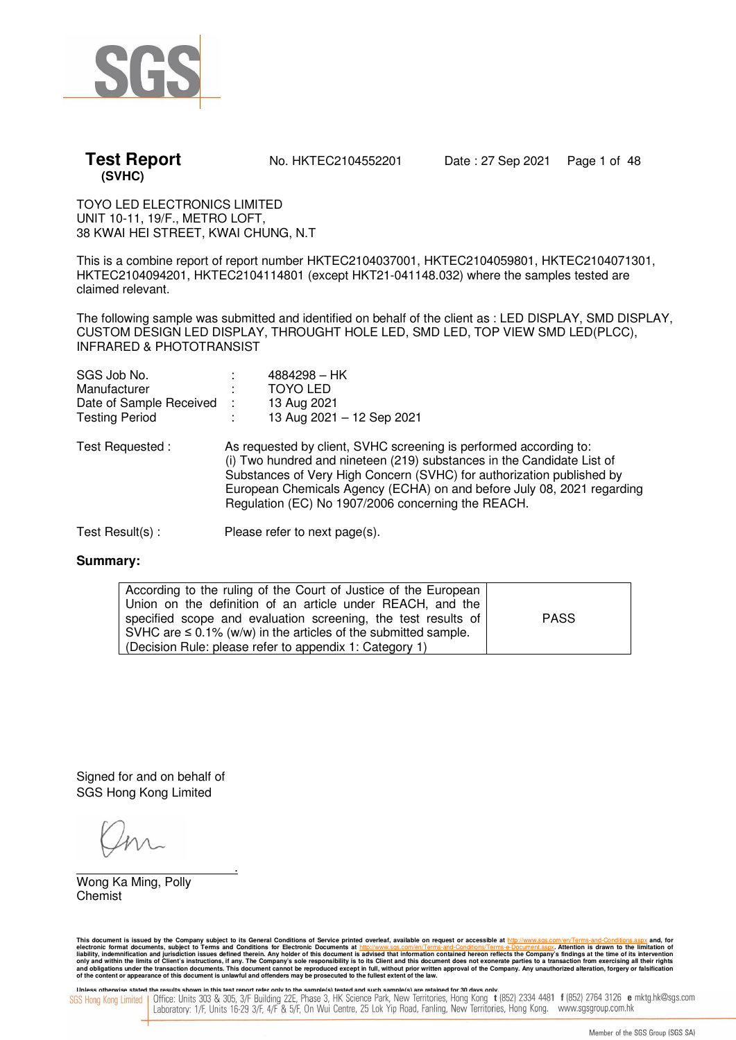# Test Report
**(SVHC)**

No. HKTEC2104552201 Date : 27 Sep 2021

TOYO LED ELECTRONICS LIMITED
UNIT 10-11, 19/F., METRO LOFT,
38 KWAI HEI STREET, KWAI CHUNG, N.T

This is a combine report of report number HKTEC2104037001, HKTEC2104059801, HKTEC2104071301, HKTEC2104094201, HKTEC2104114801 (except HKT21-041148.032) where the samples tested are claimed relevant.

The following sample was submitted and identified on behalf of the client as : LED DISPLAY, SMD DISPLAY, CUSTOM DESIGN LED DISPLAY, THROUGHT HOLE LED, SMD LED, TOP VIEW SMD LED(PLCC), INFRARED & PHOTOTRANSIST

| | | |
|---|---|---|
| SGS Job No. | : | 4884298 – HK |
| Manufacturer | : | TOYO LED |
| Date of Sample Received | : | 13 Aug 2021 |
| Testing Period | : | 13 Aug 2021 – 12 Sep 2021 |

Test Requested : As requested by client, SVHC screening is performed according to:
(i) Two hundred and nineteen (219) substances in the Candidate List of Substances of Very High Concern (SVHC) for authorization published by European Chemicals Agency (ECHA) on and before July 08, 2021 regarding Regulation (EC) No 1907/2006 concerning the REACH.

Test Result(s) : Please refer to next page(s).

**Summary:**

| | |
|---|---|
| According to the ruling of the Court of Justice of the European Union on the definition of an article under REACH, and the specified scope and evaluation screening, the test results of SVHC are ≤ 0.1% (w/w) in the articles of the submitted sample. (Decision Rule: please refer to appendix 1: Category 1) | PASS |

Signed for and on behalf of
SGS Hong Kong Limited

Wong Ka Ming, Polly
Chemist

This document is issued by the Company subject to its General Conditions of Service printed overleaf, available on request or accessible at http://www.sgs.com/en/Terms-and-Conditions.aspx and, for electronic format documents, subject to Terms and Conditions for Electronic Documents at http://www.sgs.com/en/Terms-and-Conditions/Terms-e-Document.aspx. Attention is drawn to the limitation of liability, indemnification and jurisdiction issues defined therein. Any holder of this document is advised that information contained hereon reflects the Company's findings at the time of its intervention only and within the limits of Client's instructions, if any. The Company's sole responsibility is to its Client and this document does not exonerate parties to a transaction from exercising all their rights and obligations under the transaction documents. This document cannot be reproduced except in full, without prior written approval of the Company. Any unauthorized alteration, forgery or falsification of the content or appearance of this document is unlawful and offenders may be prosecuted to the fullest extent of the law.

Unless otherwise stated the results shown in this test report refer only to the sample(s) tested and such sample(s) are retained for 30 days only.

SGS Hong Kong Limited | Office: Units 303 & 305, 3/F Building 22E, Phase 3, HK Science Park, New Territories, Hong Kong t (852) 2334 4481 f (852) 2764 3126 e mktg.hk@sgs.com
Laboratory: 1/F, Units 16-29 3/F, 4/F & 5/F, On Wui Centre, 25 Lok Yip Road, Fanling, New Territories, Hong Kong. www.sgsgroup.com.hk

Member of the SGS Group (SGS SA)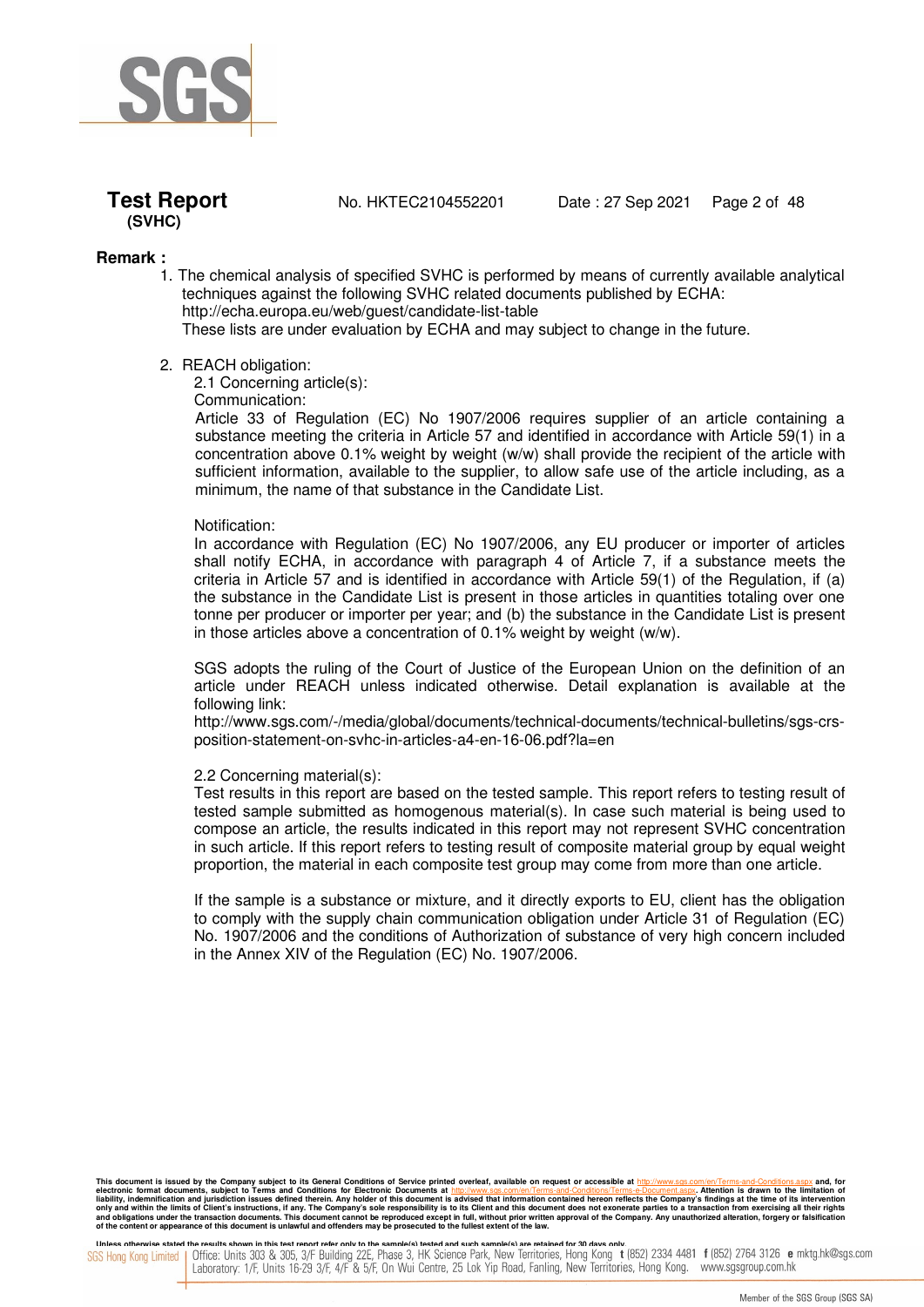**Remark :**

1. The chemical analysis of specified SVHC is performed by means of currently available analytical techniques against the following SVHC related documents published by ECHA:
   http://echa.europa.eu/web/guest/candidate-list-table
   These lists are under evaluation by ECHA and may subject to change in the future.

2. REACH obligation:

   2.1 Concerning article(s):

   Communication:

   Article 33 of Regulation (EC) No 1907/2006 requires supplier of an article containing a substance meeting the criteria in Article 57 and identified in accordance with Article 59(1) in a concentration above 0.1% weight by weight (w/w) shall provide the recipient of the article with sufficient information, available to the supplier, to allow safe use of the article including, as a minimum, the name of that substance in the Candidate List.

   Notification:

   In accordance with Regulation (EC) No 1907/2006, any EU producer or importer of articles shall notify ECHA, in accordance with paragraph 4 of Article 7, if a substance meets the criteria in Article 57 and is identified in accordance with Article 59(1) of the Regulation, if (a) the substance in the Candidate List is present in those articles in quantities totaling over one tonne per producer or importer per year; and (b) the substance in the Candidate List is present in those articles above a concentration of 0.1% weight by weight (w/w).

   SGS adopts the ruling of the Court of Justice of the European Union on the definition of an article under REACH unless indicated otherwise. Detail explanation is available at the following link:
   http://www.sgs.com/-/media/global/documents/technical-documents/technical-bulletins/sgs-crs-position-statement-on-svhc-in-articles-a4-en-16-06.pdf?la=en

   2.2 Concerning material(s):

   Test results in this report are based on the tested sample. This report refers to testing result of tested sample submitted as homogenous material(s). In case such material is being used to compose an article, the results indicated in this report may not represent SVHC concentration in such article. If this report refers to testing result of composite material group by equal weight proportion, the material in each composite test group may come from more than one article.

   If the sample is a substance or mixture, and it directly exports to EU, client has the obligation to comply with the supply chain communication obligation under Article 31 of Regulation (EC) No. 1907/2006 and the conditions of Authorization of substance of very high concern included in the Annex XIV of the Regulation (EC) No. 1907/2006.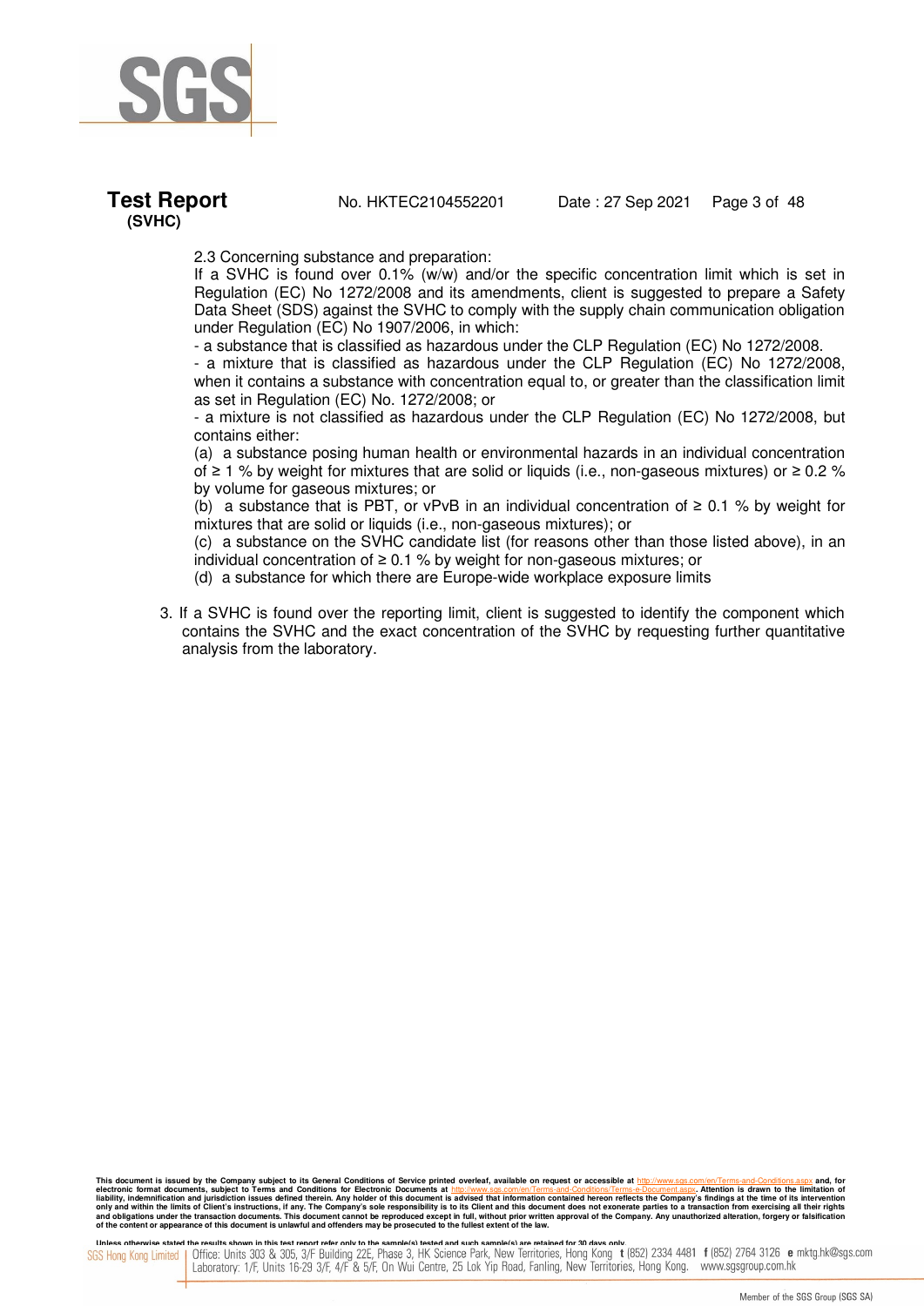2.3 Concerning substance and preparation:

If a SVHC is found over 0.1% (w/w) and/or the specific concentration limit which is set in Regulation (EC) No 1272/2008 and its amendments, client is suggested to prepare a Safety Data Sheet (SDS) against the SVHC to comply with the supply chain communication obligation under Regulation (EC) No 1907/2006, in which:

- a substance that is classified as hazardous under the CLP Regulation (EC) No 1272/2008.
- a mixture that is classified as hazardous under the CLP Regulation (EC) No 1272/2008, when it contains a substance with concentration equal to, or greater than the classification limit as set in Regulation (EC) No. 1272/2008; or
- a mixture is not classified as hazardous under the CLP Regulation (EC) No 1272/2008, but contains either:

(a) a substance posing human health or environmental hazards in an individual concentration of ≥ 1 % by weight for mixtures that are solid or liquids (i.e., non-gaseous mixtures) or ≥ 0.2 % by volume for gaseous mixtures; or

(b) a substance that is PBT, or vPvB in an individual concentration of ≥ 0.1 % by weight for mixtures that are solid or liquids (i.e., non-gaseous mixtures); or

(c) a substance on the SVHC candidate list (for reasons other than those listed above), in an individual concentration of ≥ 0.1 % by weight for non-gaseous mixtures; or

(d) a substance for which there are Europe-wide workplace exposure limits

3. If a SVHC is found over the reporting limit, client is suggested to identify the component which contains the SVHC and the exact concentration of the SVHC by requesting further quantitative analysis from the laboratory.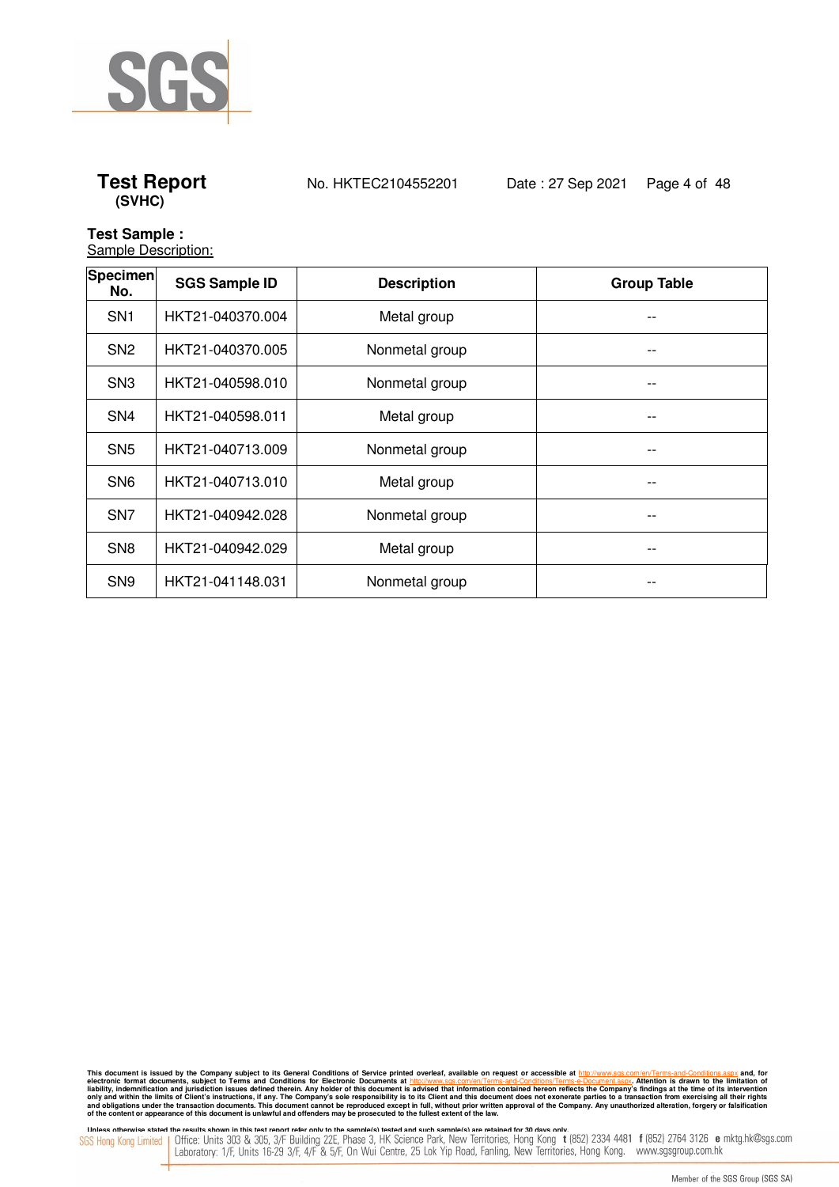**Test Report**
**(SVHC)**

No. HKTEC2104552201 Date : 27 Sep 2021

**Test Sample :**

Sample Description:

| Specimen No. | SGS Sample ID | Description | Group Table |
|---|---|---|---|
| SN1 | HKT21-040370.004 | Metal group | -- |
| SN2 | HKT21-040370.005 | Nonmetal group | -- |
| SN3 | HKT21-040598.010 | Nonmetal group | -- |
| SN4 | HKT21-040598.011 | Metal group | -- |
| SN5 | HKT21-040713.009 | Nonmetal group | -- |
| SN6 | HKT21-040713.010 | Metal group | -- |
| SN7 | HKT21-040942.028 | Nonmetal group | -- |
| SN8 | HKT21-040942.029 | Metal group | -- |
| SN9 | HKT21-041148.031 | Nonmetal group | -- |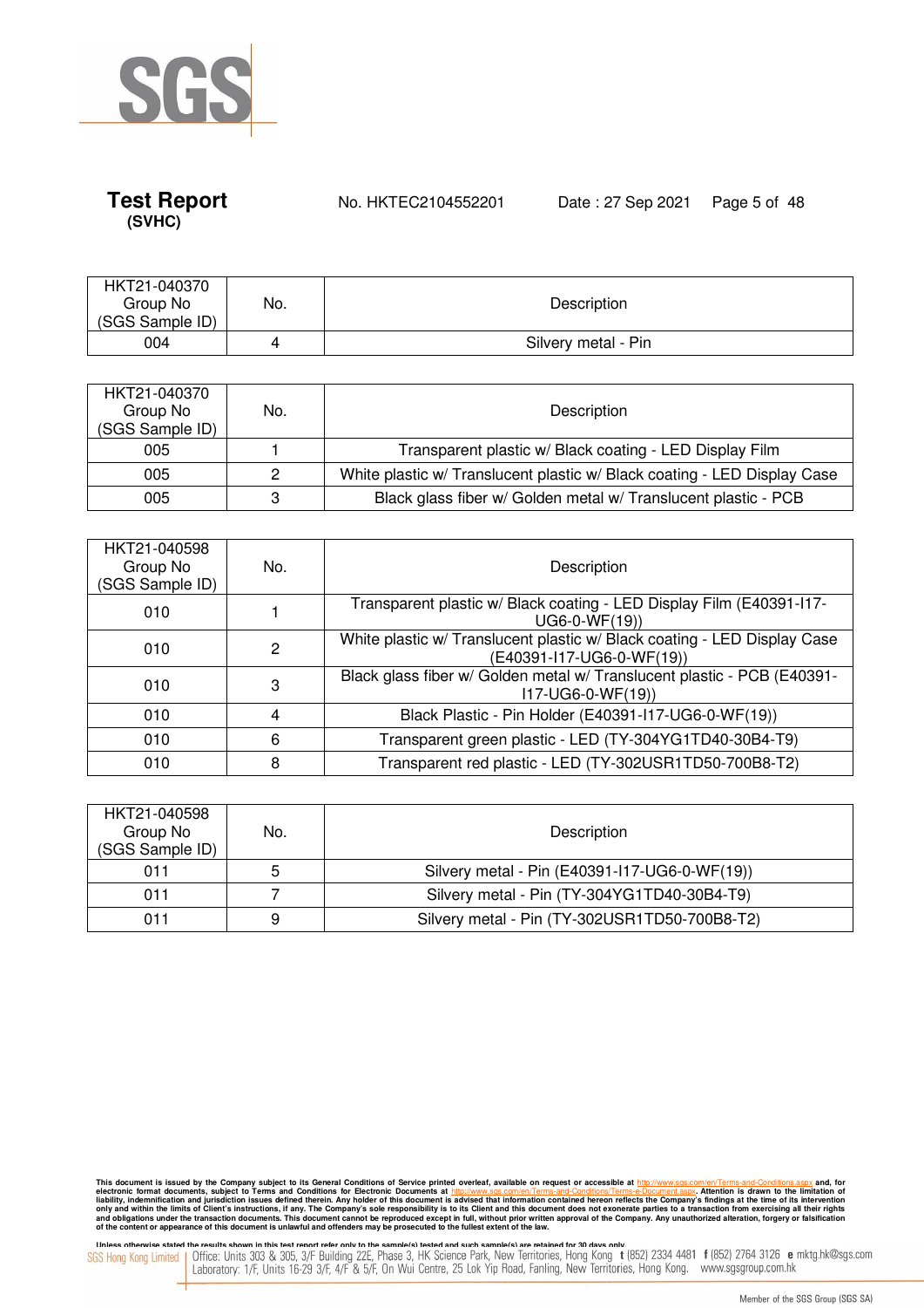| HKT21-040370 Group No (SGS Sample ID) | No. | Description |
|---|---|---|
| 004 | 4 | Silvery metal - Pin |

| HKT21-040370 Group No (SGS Sample ID) | No. | Description |
|---|---|---|
| 005 | 1 | Transparent plastic w/ Black coating - LED Display Film |
| 005 | 2 | White plastic w/ Translucent plastic w/ Black coating - LED Display Case |
| 005 | 3 | Black glass fiber w/ Golden metal w/ Translucent plastic - PCB |

| HKT21-040598 Group No (SGS Sample ID) | No. | Description |
|---|---|---|
| 010 | 1 | Transparent plastic w/ Black coating - LED Display Film (E40391-I17-UG6-0-WF(19)) |
| 010 | 2 | White plastic w/ Translucent plastic w/ Black coating - LED Display Case (E40391-I17-UG6-0-WF(19)) |
| 010 | 3 | Black glass fiber w/ Golden metal w/ Translucent plastic - PCB (E40391-I17-UG6-0-WF(19)) |
| 010 | 4 | Black Plastic - Pin Holder (E40391-I17-UG6-0-WF(19)) |
| 010 | 6 | Transparent green plastic - LED (TY-304YG1TD40-30B4-T9) |
| 010 | 8 | Transparent red plastic - LED (TY-302USR1TD50-700B8-T2) |

| HKT21-040598 Group No (SGS Sample ID) | No. | Description |
|---|---|---|
| 011 | 5 | Silvery metal - Pin (E40391-I17-UG6-0-WF(19)) |
| 011 | 7 | Silvery metal - Pin (TY-304YG1TD40-30B4-T9) |
| 011 | 9 | Silvery metal - Pin (TY-302USR1TD50-700B8-T2) |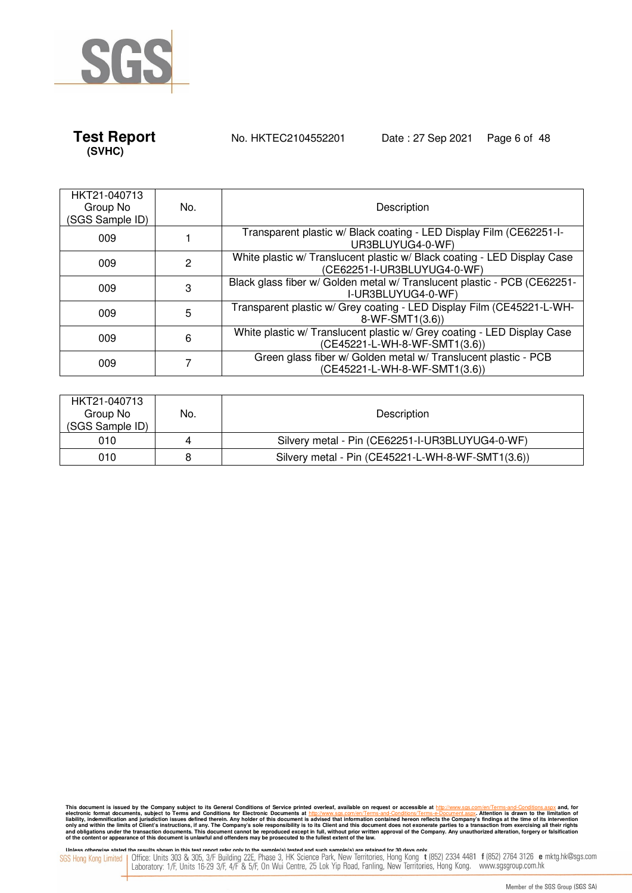| HKT21-040713 Group No (SGS Sample ID) | No. | Description |
|---|---|---|
| 009 | 1 | Transparent plastic w/ Black coating - LED Display Film (CE62251-I-UR3BLUYUG4-0-WF) |
| 009 | 2 | White plastic w/ Translucent plastic w/ Black coating - LED Display Case (CE62251-I-UR3BLUYUG4-0-WF) |
| 009 | 3 | Black glass fiber w/ Golden metal w/ Translucent plastic - PCB (CE62251-I-UR3BLUYUG4-0-WF) |
| 009 | 5 | Transparent plastic w/ Grey coating - LED Display Film (CE45221-L-WH-8-WF-SMT1(3.6)) |
| 009 | 6 | White plastic w/ Translucent plastic w/ Grey coating - LED Display Case (CE45221-L-WH-8-WF-SMT1(3.6)) |
| 009 | 7 | Green glass fiber w/ Golden metal w/ Translucent plastic - PCB (CE45221-L-WH-8-WF-SMT1(3.6)) |

| HKT21-040713 Group No (SGS Sample ID) | No. | Description |
|---|---|---|
| 010 | 4 | Silvery metal - Pin (CE62251-I-UR3BLUYUG4-0-WF) |
| 010 | 8 | Silvery metal - Pin (CE45221-L-WH-8-WF-SMT1(3.6)) |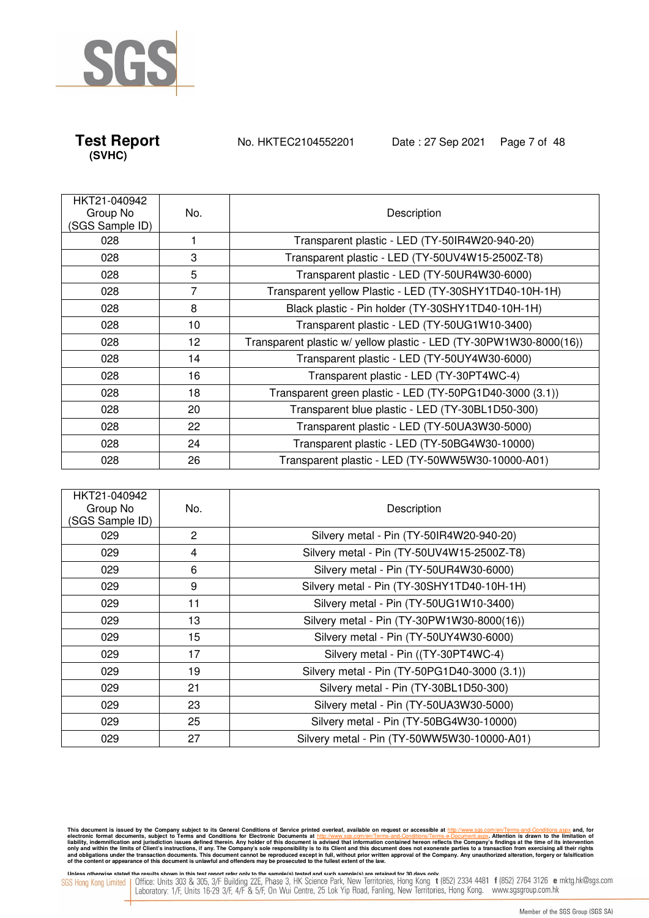| HKT21-040942 Group No (SGS Sample ID) | No. | Description |
|---|---|---|
| 028 | 1 | Transparent plastic - LED (TY-50IR4W20-940-20) |
| 028 | 3 | Transparent plastic - LED (TY-50UV4W15-2500Z-T8) |
| 028 | 5 | Transparent plastic - LED (TY-50UR4W30-6000) |
| 028 | 7 | Transparent yellow Plastic - LED (TY-30SHY1TD40-10H-1H) |
| 028 | 8 | Black plastic - Pin holder (TY-30SHY1TD40-10H-1H) |
| 028 | 10 | Transparent plastic - LED (TY-50UG1W10-3400) |
| 028 | 12 | Transparent plastic w/ yellow plastic - LED (TY-30PW1W30-8000(16)) |
| 028 | 14 | Transparent plastic - LED (TY-50UY4W30-6000) |
| 028 | 16 | Transparent plastic - LED (TY-30PT4WC-4) |
| 028 | 18 | Transparent green plastic - LED (TY-50PG1D40-3000 (3.1)) |
| 028 | 20 | Transparent blue plastic - LED (TY-30BL1D50-300) |
| 028 | 22 | Transparent plastic - LED (TY-50UA3W30-5000) |
| 028 | 24 | Transparent plastic - LED (TY-50BG4W30-10000) |
| 028 | 26 | Transparent plastic - LED (TY-50WW5W30-10000-A01) |

| HKT21-040942 Group No (SGS Sample ID) | No. | Description |
|---|---|---|
| 029 | 2 | Silvery metal - Pin (TY-50IR4W20-940-20) |
| 029 | 4 | Silvery metal - Pin (TY-50UV4W15-2500Z-T8) |
| 029 | 6 | Silvery metal - Pin (TY-50UR4W30-6000) |
| 029 | 9 | Silvery metal - Pin (TY-30SHY1TD40-10H-1H) |
| 029 | 11 | Silvery metal - Pin (TY-50UG1W10-3400) |
| 029 | 13 | Silvery metal - Pin (TY-30PW1W30-8000(16)) |
| 029 | 15 | Silvery metal - Pin (TY-50UY4W30-6000) |
| 029 | 17 | Silvery metal - Pin ((TY-30PT4WC-4) |
| 029 | 19 | Silvery metal - Pin (TY-50PG1D40-3000 (3.1)) |
| 029 | 21 | Silvery metal - Pin (TY-30BL1D50-300) |
| 029 | 23 | Silvery metal - Pin (TY-50UA3W30-5000) |
| 029 | 25 | Silvery metal - Pin (TY-50BG4W30-10000) |
| 029 | 27 | Silvery metal - Pin (TY-50WW5W30-10000-A01) |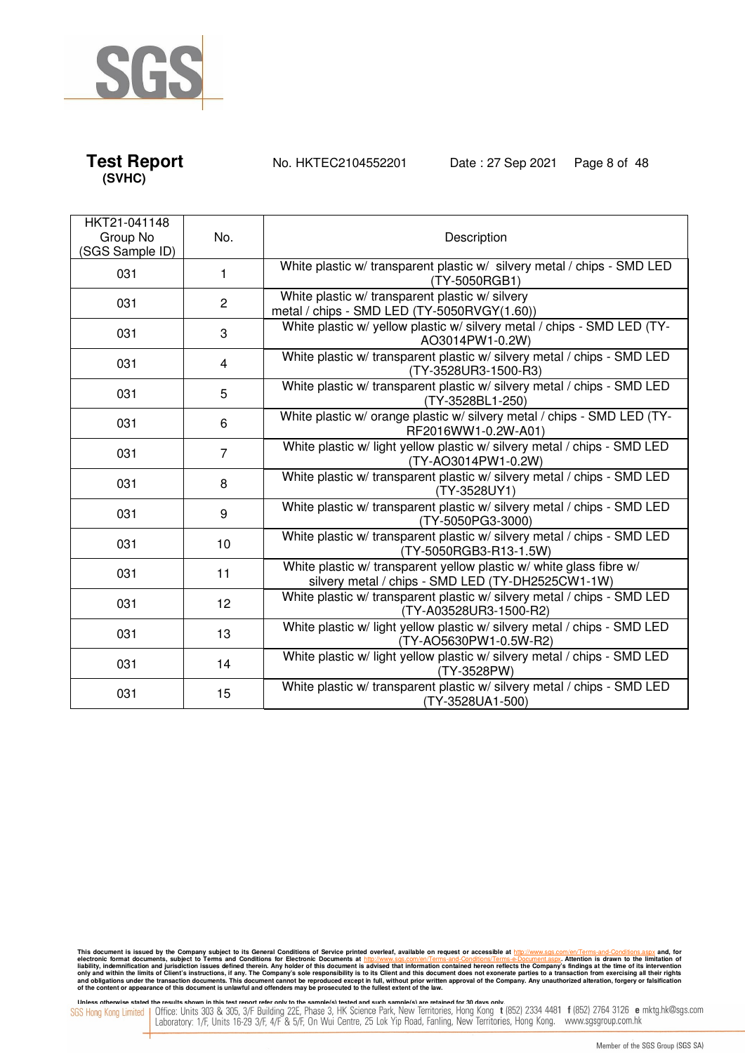**Test Report**
**(SVHC)**

No. HKTEC2104552201 Date : 27 Sep 2021

| HKT21-041148 Group No (SGS Sample ID) | No. | Description |
|---|---|---|
| 031 | 1 | White plastic w/ transparent plastic w/ silvery metal / chips - SMD LED (TY-5050RGB1) |
| 031 | 2 | White plastic w/ transparent plastic w/ silvery metal / chips - SMD LED (TY-5050RVGY(1.60)) |
| 031 | 3 | White plastic w/ yellow plastic w/ silvery metal / chips - SMD LED (TY-AO3014PW1-0.2W) |
| 031 | 4 | White plastic w/ transparent plastic w/ silvery metal / chips - SMD LED (TY-3528UR3-1500-R3) |
| 031 | 5 | White plastic w/ transparent plastic w/ silvery metal / chips - SMD LED (TY-3528BL1-250) |
| 031 | 6 | White plastic w/ orange plastic w/ silvery metal / chips - SMD LED (TY-RF2016WW1-0.2W-A01) |
| 031 | 7 | White plastic w/ light yellow plastic w/ silvery metal / chips - SMD LED (TY-AO3014PW1-0.2W) |
| 031 | 8 | White plastic w/ transparent plastic w/ silvery metal / chips - SMD LED (TY-3528UY1) |
| 031 | 9 | White plastic w/ transparent plastic w/ silvery metal / chips - SMD LED (TY-5050PG3-3000) |
| 031 | 10 | White plastic w/ transparent plastic w/ silvery metal / chips - SMD LED (TY-5050RGB3-R13-1.5W) |
| 031 | 11 | White plastic w/ transparent yellow plastic w/ white glass fibre w/ silvery metal / chips - SMD LED (TY-DH2525CW1-1W) |
| 031 | 12 | White plastic w/ transparent plastic w/ silvery metal / chips - SMD LED (TY-A03528UR3-1500-R2) |
| 031 | 13 | White plastic w/ light yellow plastic w/ silvery metal / chips - SMD LED (TY-AO5630PW1-0.5W-R2) |
| 031 | 14 | White plastic w/ light yellow plastic w/ silvery metal / chips - SMD LED (TY-3528PW) |
| 031 | 15 | White plastic w/ transparent plastic w/ silvery metal / chips - SMD LED (TY-3528UA1-500) |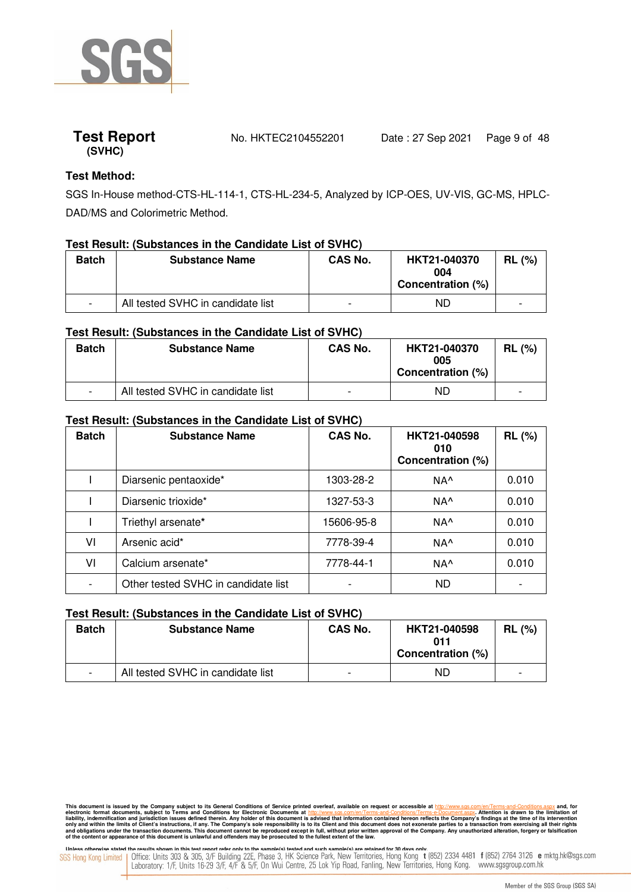**Test Report** No. HKTEC2104552201 Date : 27 Sep 2021
**(SVHC)**

**Test Method:**

SGS In-House method-CTS-HL-114-1, CTS-HL-234-5, Analyzed by ICP-OES, UV-VIS, GC-MS, HPLC-DAD/MS and Colorimetric Method.

**Test Result: (Substances in the Candidate List of SVHC)**

| Batch | Substance Name | CAS No. | HKT21-040370 004 Concentration (%) | RL (%) |
|---|---|---|---|---|
| - | All tested SVHC in candidate list | - | ND | - |

**Test Result: (Substances in the Candidate List of SVHC)**

| Batch | Substance Name | CAS No. | HKT21-040370 005 Concentration (%) | RL (%) |
|---|---|---|---|---|
| - | All tested SVHC in candidate list | - | ND | - |

**Test Result: (Substances in the Candidate List of SVHC)**

| Batch | Substance Name | CAS No. | HKT21-040598 010 Concentration (%) | RL (%) |
|---|---|---|---|---|
| I | Diarsenic pentaoxide* | 1303-28-2 | NA^ | 0.010 |
| I | Diarsenic trioxide* | 1327-53-3 | NA^ | 0.010 |
| I | Triethyl arsenate* | 15606-95-8 | NA^ | 0.010 |
| VI | Arsenic acid* | 7778-39-4 | NA^ | 0.010 |
| VI | Calcium arsenate* | 7778-44-1 | NA^ | 0.010 |
| - | Other tested SVHC in candidate list | - | ND | - |

**Test Result: (Substances in the Candidate List of SVHC)**

| Batch | Substance Name | CAS No. | HKT21-040598 011 Concentration (%) | RL (%) |
|---|---|---|---|---|
| - | All tested SVHC in candidate list | - | ND | - |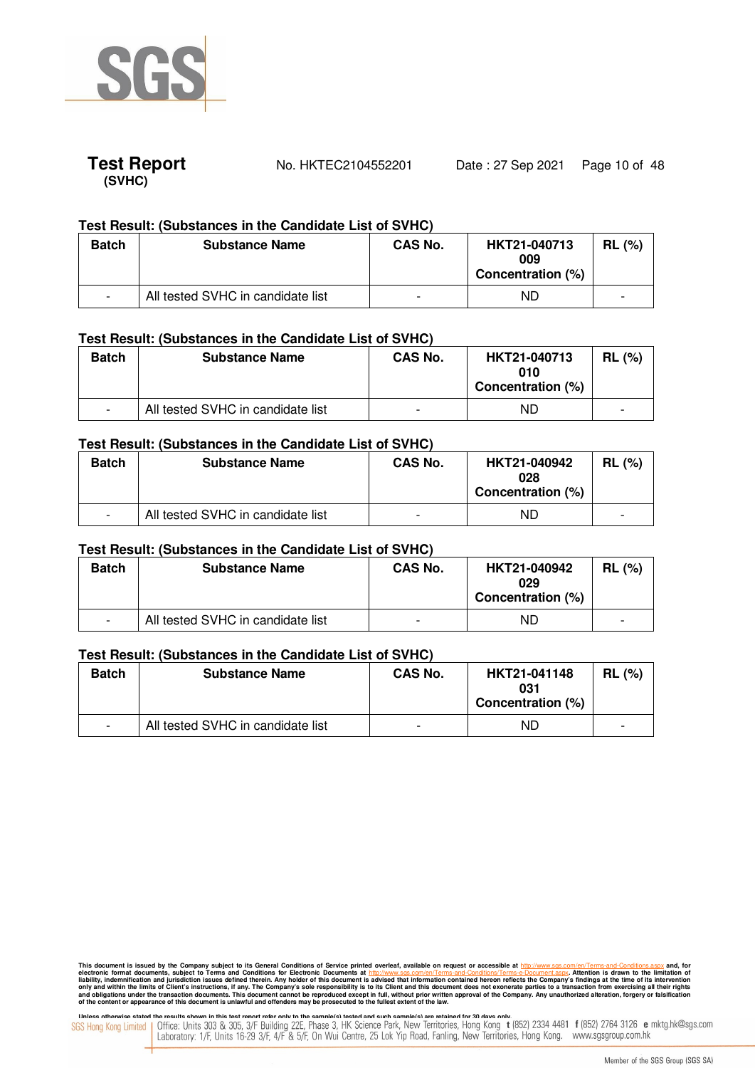**Test Report** No. HKTEC2104552201 Date : 27 Sep 2021
**(SVHC)**

**Test Result: (Substances in the Candidate List of SVHC)**

| Batch | Substance Name | CAS No. | HKT21-040713 009 Concentration (%) | RL (%) |
|---|---|---|---|---|
| - | All tested SVHC in candidate list | - | ND | - |

**Test Result: (Substances in the Candidate List of SVHC)**

| Batch | Substance Name | CAS No. | HKT21-040713 010 Concentration (%) | RL (%) |
|---|---|---|---|---|
| - | All tested SVHC in candidate list | - | ND | - |

**Test Result: (Substances in the Candidate List of SVHC)**

| Batch | Substance Name | CAS No. | HKT21-040942 028 Concentration (%) | RL (%) |
|---|---|---|---|---|
| - | All tested SVHC in candidate list | - | ND | - |

**Test Result: (Substances in the Candidate List of SVHC)**

| Batch | Substance Name | CAS No. | HKT21-040942 029 Concentration (%) | RL (%) |
|---|---|---|---|---|
| - | All tested SVHC in candidate list | - | ND | - |

**Test Result: (Substances in the Candidate List of SVHC)**

| Batch | Substance Name | CAS No. | HKT21-041148 031 Concentration (%) | RL (%) |
|---|---|---|---|---|
| - | All tested SVHC in candidate list | - | ND | - |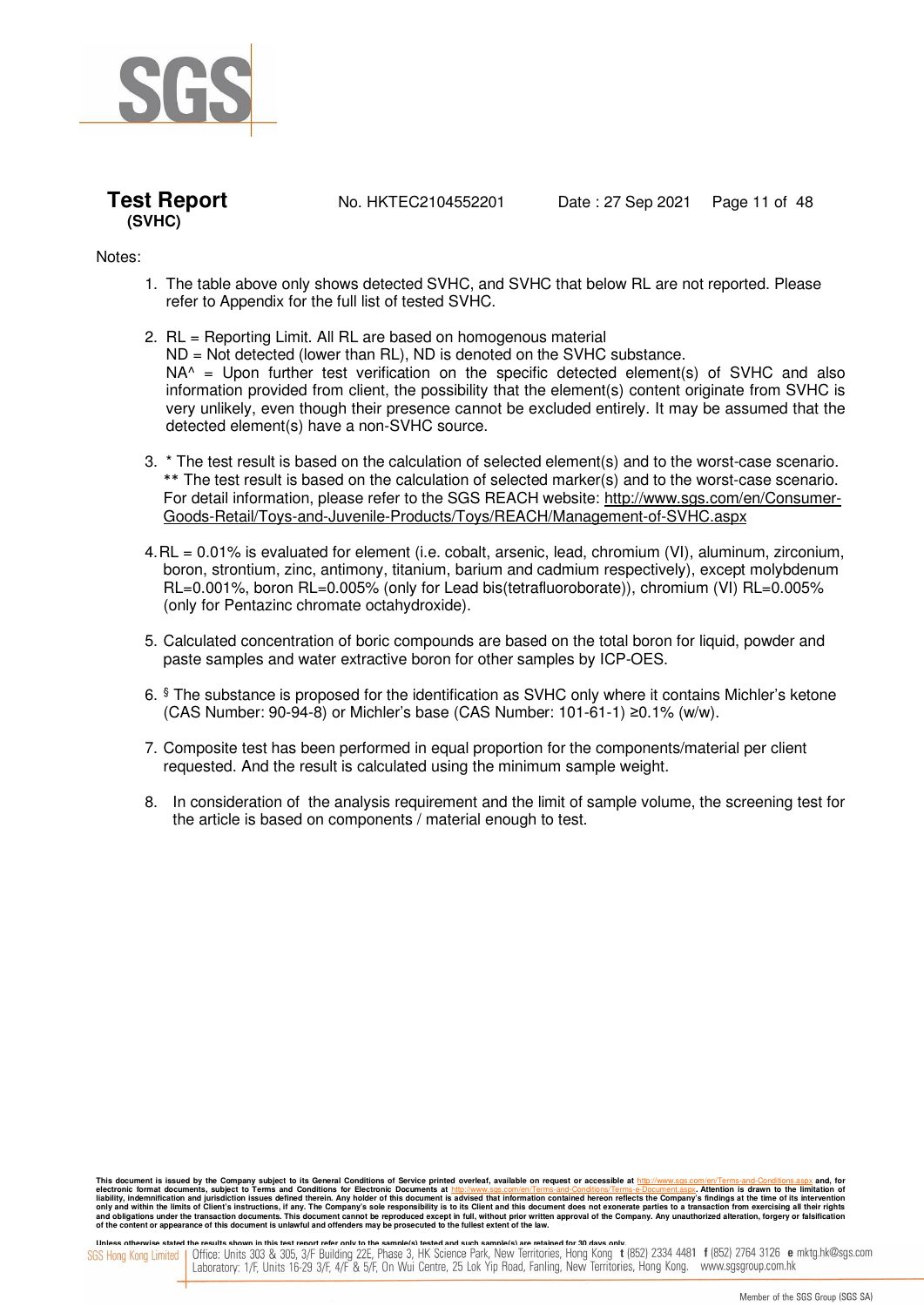Notes:

1. The table above only shows detected SVHC, and SVHC that below RL are not reported. Please refer to Appendix for the full list of tested SVHC.

2. RL = Reporting Limit. All RL are based on homogenous material
   ND = Not detected (lower than RL), ND is denoted on the SVHC substance.
   NA^ = Upon further test verification on the specific detected element(s) of SVHC and also information provided from client, the possibility that the element(s) content originate from SVHC is very unlikely, even though their presence cannot be excluded entirely. It may be assumed that the detected element(s) have a non-SVHC source.

3. * The test result is based on the calculation of selected element(s) and to the worst-case scenario.
   ** The test result is based on the calculation of selected marker(s) and to the worst-case scenario.
   For detail information, please refer to the SGS REACH website: http://www.sgs.com/en/Consumer-Goods-Retail/Toys-and-Juvenile-Products/Toys/REACH/Management-of-SVHC.aspx

4. RL = 0.01% is evaluated for element (i.e. cobalt, arsenic, lead, chromium (VI), aluminum, zirconium, boron, strontium, zinc, antimony, titanium, barium and cadmium respectively), except molybdenum RL=0.001%, boron RL=0.005% (only for Lead bis(tetrafluoroborate)), chromium (VI) RL=0.005% (only for Pentazinc chromate octahydroxide).

5. Calculated concentration of boric compounds are based on the total boron for liquid, powder and paste samples and water extractive boron for other samples by ICP-OES.

6. § The substance is proposed for the identification as SVHC only where it contains Michler's ketone (CAS Number: 90-94-8) or Michler's base (CAS Number: 101-61-1) ≥0.1% (w/w).

7. Composite test has been performed in equal proportion for the components/material per client requested. And the result is calculated using the minimum sample weight.

8. In consideration of the analysis requirement and the limit of sample volume, the screening test for the article is based on components / material enough to test.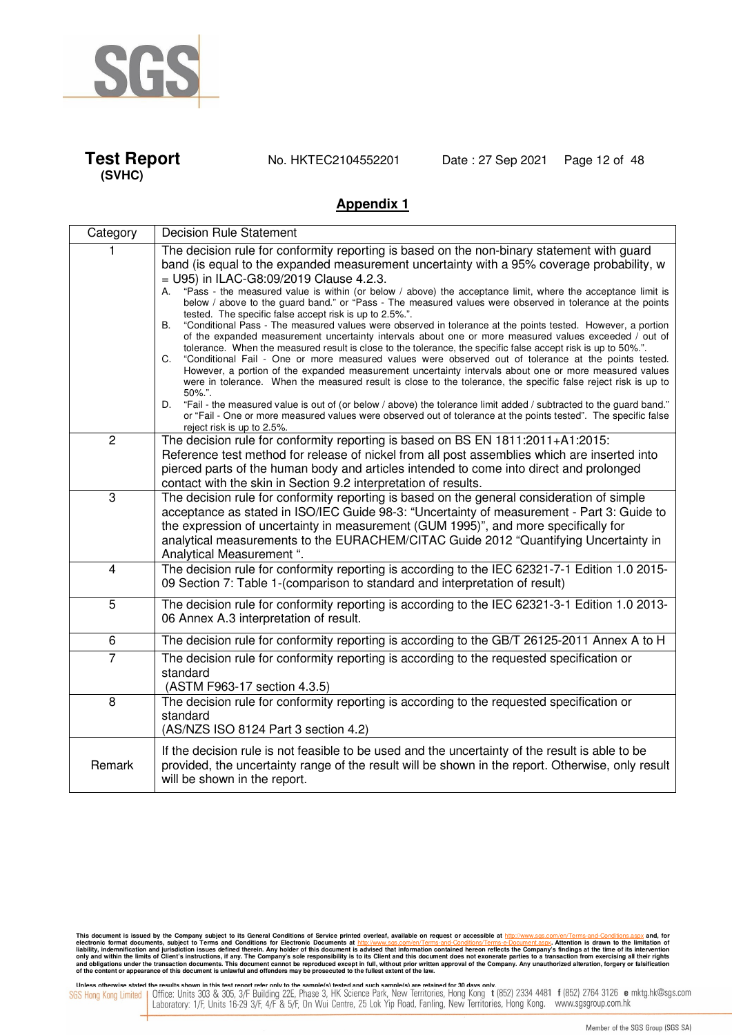## Appendix 1

| Category | Decision Rule Statement |
|---|---|
| 1 | The decision rule for conformity reporting is based on the non-binary statement with guard band (is equal to the expanded measurement uncertainty with a 95% coverage probability, w = U95) in ILAC-G8:09/2019 Clause 4.2.3.<br>A. "Pass - the measured value is within (or below / above) the acceptance limit, where the acceptance limit is below / above to the guard band." or "Pass - The measured values were observed in tolerance at the points tested. The specific false accept risk is up to 2.5%.".<br>B. "Conditional Pass - The measured values were observed in tolerance at the points tested. However, a portion of the expanded measurement uncertainty intervals about one or more measured values exceeded / out of tolerance. When the measured result is close to the tolerance, the specific false accept risk is up to 50%.".<br>C. "Conditional Fail - One or more measured values were observed out of tolerance at the points tested. However, a portion of the expanded measurement uncertainty intervals about one or more measured values were in tolerance. When the measured result is close to the tolerance, the specific false reject risk is up to 50%.".<br>D. "Fail - the measured value is out of (or below / above) the tolerance limit added / subtracted to the guard band." or "Fail - One or more measured values were observed out of tolerance at the points tested". The specific false reject risk is up to 2.5%. |
| 2 | The decision rule for conformity reporting is based on BS EN 1811:2011+A1:2015: Reference test method for release of nickel from all post assemblies which are inserted into pierced parts of the human body and articles intended to come into direct and prolonged contact with the skin in Section 9.2 interpretation of results. |
| 3 | The decision rule for conformity reporting is based on the general consideration of simple acceptance as stated in ISO/IEC Guide 98-3: "Uncertainty of measurement - Part 3: Guide to the expression of uncertainty in measurement (GUM 1995)", and more specifically for analytical measurements to the EURACHEM/CITAC Guide 2012 "Quantifying Uncertainty in Analytical Measurement ". |
| 4 | The decision rule for conformity reporting is according to the IEC 62321-7-1 Edition 1.0 2015-09 Section 7: Table 1-(comparison to standard and interpretation of result) |
| 5 | The decision rule for conformity reporting is according to the IEC 62321-3-1 Edition 1.0 2013-06 Annex A.3 interpretation of result. |
| 6 | The decision rule for conformity reporting is according to the GB/T 26125-2011 Annex A to H |
| 7 | The decision rule for conformity reporting is according to the requested specification or standard<br>(ASTM F963-17 section 4.3.5) |
| 8 | The decision rule for conformity reporting is according to the requested specification or standard<br>(AS/NZS ISO 8124 Part 3 section 4.2) |
| Remark | If the decision rule is not feasible to be used and the uncertainty of the result is able to be provided, the uncertainty range of the result will be shown in the report. Otherwise, only result will be shown in the report. |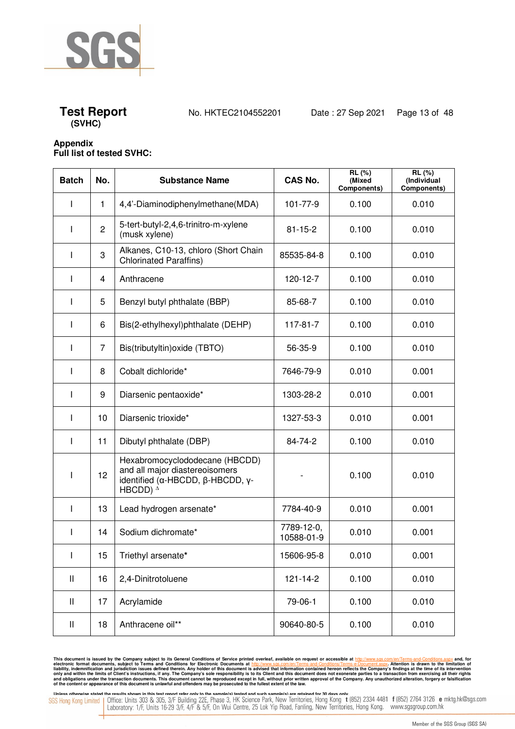**Test Report** (SVHC) No. HKTEC2104552201 Date : 27 Sep 2021

**Appendix**
**Full list of tested SVHC:**

| Batch | No. | Substance Name | CAS No. | RL (%) (Mixed Components) | RL (%) (Individual Components) |
|---|---|---|---|---|---|
| I | 1 | 4,4'-Diaminodiphenylmethane(MDA) | 101-77-9 | 0.100 | 0.010 |
| I | 2 | 5-tert-butyl-2,4,6-trinitro-m-xylene (musk xylene) | 81-15-2 | 0.100 | 0.010 |
| I | 3 | Alkanes, C10-13, chloro (Short Chain Chlorinated Paraffins) | 85535-84-8 | 0.100 | 0.010 |
| I | 4 | Anthracene | 120-12-7 | 0.100 | 0.010 |
| I | 5 | Benzyl butyl phthalate (BBP) | 85-68-7 | 0.100 | 0.010 |
| I | 6 | Bis(2-ethylhexyl)phthalate (DEHP) | 117-81-7 | 0.100 | 0.010 |
| I | 7 | Bis(tributyltin)oxide (TBTO) | 56-35-9 | 0.100 | 0.010 |
| I | 8 | Cobalt dichloride* | 7646-79-9 | 0.010 | 0.001 |
| I | 9 | Diarsenic pentaoxide* | 1303-28-2 | 0.010 | 0.001 |
| I | 10 | Diarsenic trioxide* | 1327-53-3 | 0.010 | 0.001 |
| I | 11 | Dibutyl phthalate (DBP) | 84-74-2 | 0.100 | 0.010 |
| I | 12 | Hexabromocyclododecane (HBCDD) and all major diastereoisomers identified (α-HBCDD, β-HBCDD, γ-HBCDD) $^{\Delta}$ | - | 0.100 | 0.010 |
| I | 13 | Lead hydrogen arsenate* | 7784-40-9 | 0.010 | 0.001 |
| I | 14 | Sodium dichromate* | 7789-12-0, 10588-01-9 | 0.010 | 0.001 |
| I | 15 | Triethyl arsenate* | 15606-95-8 | 0.010 | 0.001 |
| II | 16 | 2,4-Dinitrotoluene | 121-14-2 | 0.100 | 0.010 |
| II | 17 | Acrylamide | 79-06-1 | 0.100 | 0.010 |
| II | 18 | Anthracene oil** | 90640-80-5 | 0.100 | 0.010 |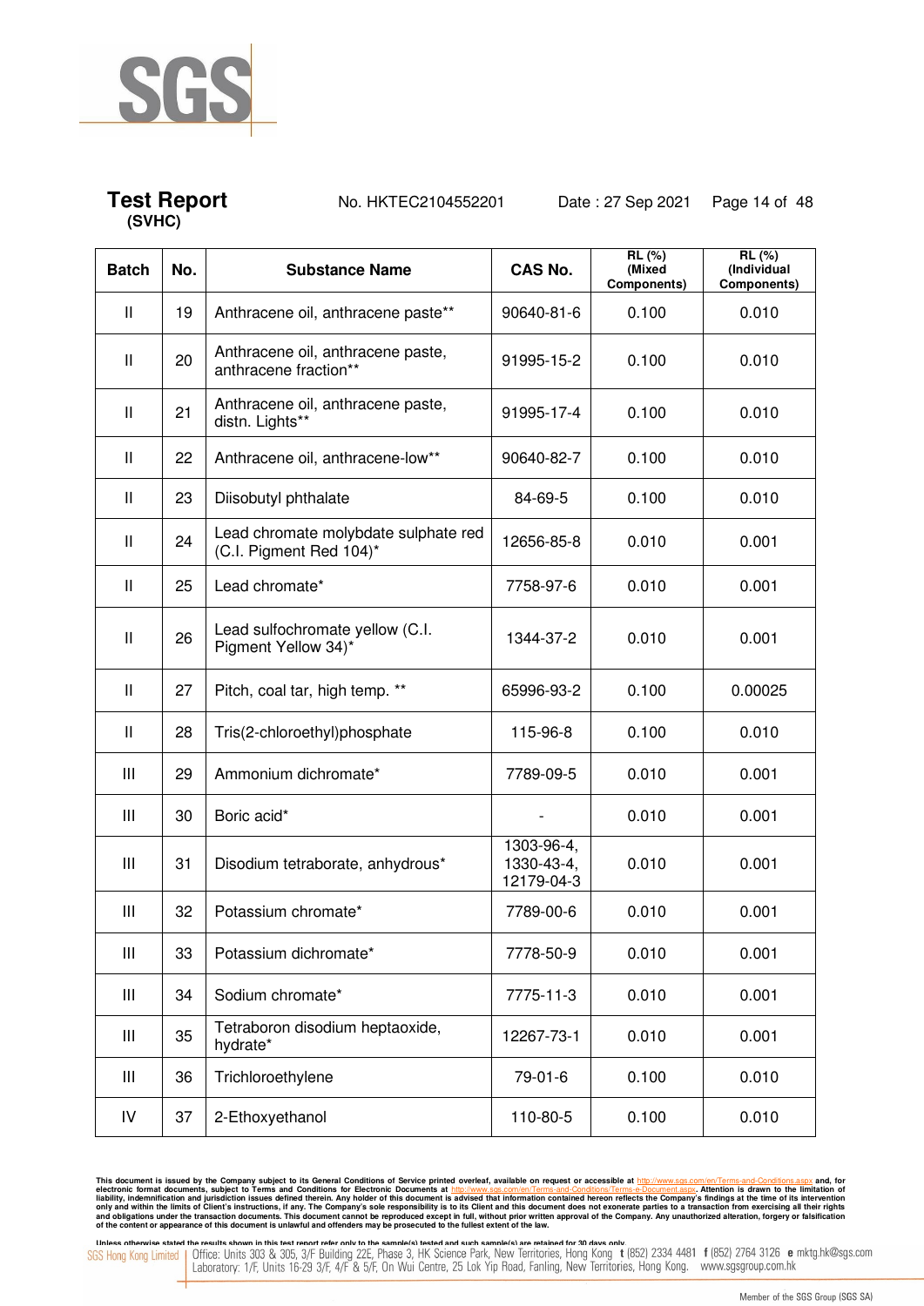**Test Report** No. HKTEC2104552201 Date : 27 Sep 2021
**(SVHC)**

| Batch | No. | Substance Name | CAS No. | RL (%) (Mixed Components) | RL (%) (Individual Components) |
|---|---|---|---|---|---|
| II | 19 | Anthracene oil, anthracene paste** | 90640-81-6 | 0.100 | 0.010 |
| II | 20 | Anthracene oil, anthracene paste, anthracene fraction** | 91995-15-2 | 0.100 | 0.010 |
| II | 21 | Anthracene oil, anthracene paste, distn. Lights** | 91995-17-4 | 0.100 | 0.010 |
| II | 22 | Anthracene oil, anthracene-low** | 90640-82-7 | 0.100 | 0.010 |
| II | 23 | Diisobutyl phthalate | 84-69-5 | 0.100 | 0.010 |
| II | 24 | Lead chromate molybdate sulphate red (C.I. Pigment Red 104)* | 12656-85-8 | 0.010 | 0.001 |
| II | 25 | Lead chromate* | 7758-97-6 | 0.010 | 0.001 |
| II | 26 | Lead sulfochromate yellow (C.I. Pigment Yellow 34)* | 1344-37-2 | 0.010 | 0.001 |
| II | 27 | Pitch, coal tar, high temp. ** | 65996-93-2 | 0.100 | 0.00025 |
| II | 28 | Tris(2-chloroethyl)phosphate | 115-96-8 | 0.100 | 0.010 |
| III | 29 | Ammonium dichromate* | 7789-09-5 | 0.010 | 0.001 |
| III | 30 | Boric acid* | - | 0.010 | 0.001 |
| III | 31 | Disodium tetraborate, anhydrous* | 1303-96-4, 1330-43-4, 12179-04-3 | 0.010 | 0.001 |
| III | 32 | Potassium chromate* | 7789-00-6 | 0.010 | 0.001 |
| III | 33 | Potassium dichromate* | 7778-50-9 | 0.010 | 0.001 |
| III | 34 | Sodium chromate* | 7775-11-3 | 0.010 | 0.001 |
| III | 35 | Tetraboron disodium heptaoxide, hydrate* | 12267-73-1 | 0.010 | 0.001 |
| III | 36 | Trichloroethylene | 79-01-6 | 0.100 | 0.010 |
| IV | 37 | 2-Ethoxyethanol | 110-80-5 | 0.100 | 0.010 |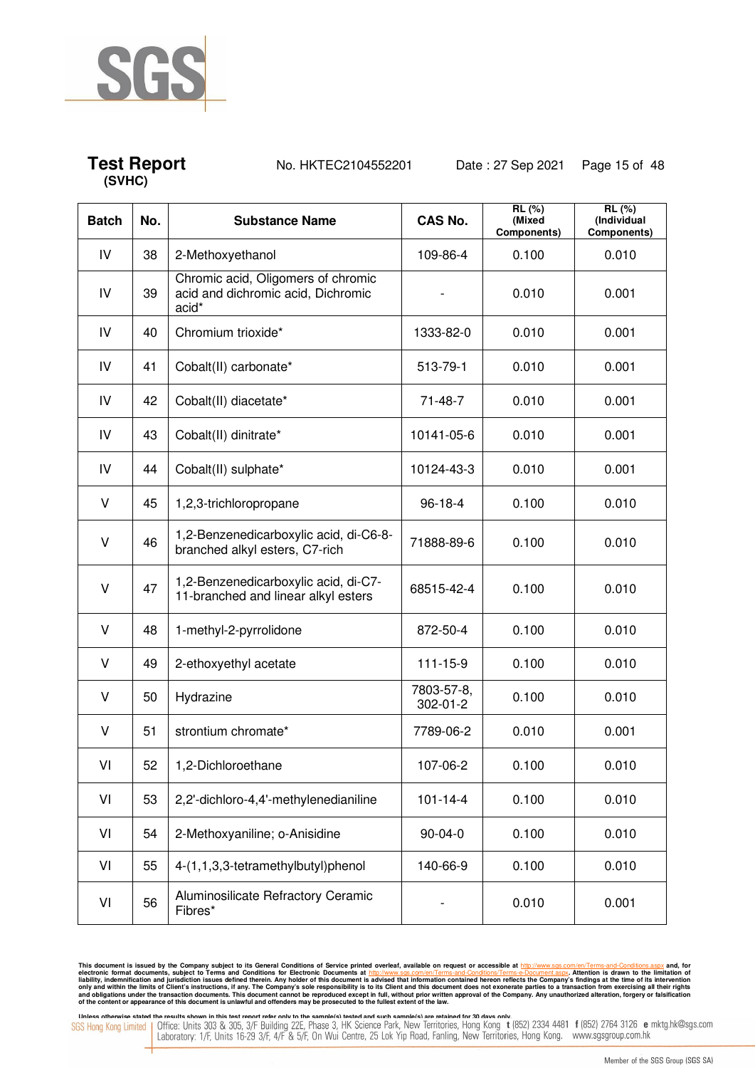**Test Report** (SVHC) No. HKTEC2104552201 Date : 27 Sep 2021

| Batch | No. | Substance Name | CAS No. | RL (%) (Mixed Components) | RL (%) (Individual Components) |
|---|---|---|---|---|---|
| IV | 38 | 2-Methoxyethanol | 109-86-4 | 0.100 | 0.010 |
| IV | 39 | Chromic acid, Oligomers of chromic acid and dichromic acid, Dichromic acid* | - | 0.010 | 0.001 |
| IV | 40 | Chromium trioxide* | 1333-82-0 | 0.010 | 0.001 |
| IV | 41 | Cobalt(II) carbonate* | 513-79-1 | 0.010 | 0.001 |
| IV | 42 | Cobalt(II) diacetate* | 71-48-7 | 0.010 | 0.001 |
| IV | 43 | Cobalt(II) dinitrate* | 10141-05-6 | 0.010 | 0.001 |
| IV | 44 | Cobalt(II) sulphate* | 10124-43-3 | 0.010 | 0.001 |
| V | 45 | 1,2,3-trichloropropane | 96-18-4 | 0.100 | 0.010 |
| V | 46 | 1,2-Benzenedicarboxylic acid, di-C6-8-branched alkyl esters, C7-rich | 71888-89-6 | 0.100 | 0.010 |
| V | 47 | 1,2-Benzenedicarboxylic acid, di-C7-11-branched and linear alkyl esters | 68515-42-4 | 0.100 | 0.010 |
| V | 48 | 1-methyl-2-pyrrolidone | 872-50-4 | 0.100 | 0.010 |
| V | 49 | 2-ethoxyethyl acetate | 111-15-9 | 0.100 | 0.010 |
| V | 50 | Hydrazine | 7803-57-8, 302-01-2 | 0.100 | 0.010 |
| V | 51 | strontium chromate* | 7789-06-2 | 0.010 | 0.001 |
| VI | 52 | 1,2-Dichloroethane | 107-06-2 | 0.100 | 0.010 |
| VI | 53 | 2,2'-dichloro-4,4'-methylenedianiline | 101-14-4 | 0.100 | 0.010 |
| VI | 54 | 2-Methoxyaniline; o-Anisidine | 90-04-0 | 0.100 | 0.010 |
| VI | 55 | 4-(1,1,3,3-tetramethylbutyl)phenol | 140-66-9 | 0.100 | 0.010 |
| VI | 56 | Aluminosilicate Refractory Ceramic Fibres* | - | 0.010 | 0.001 |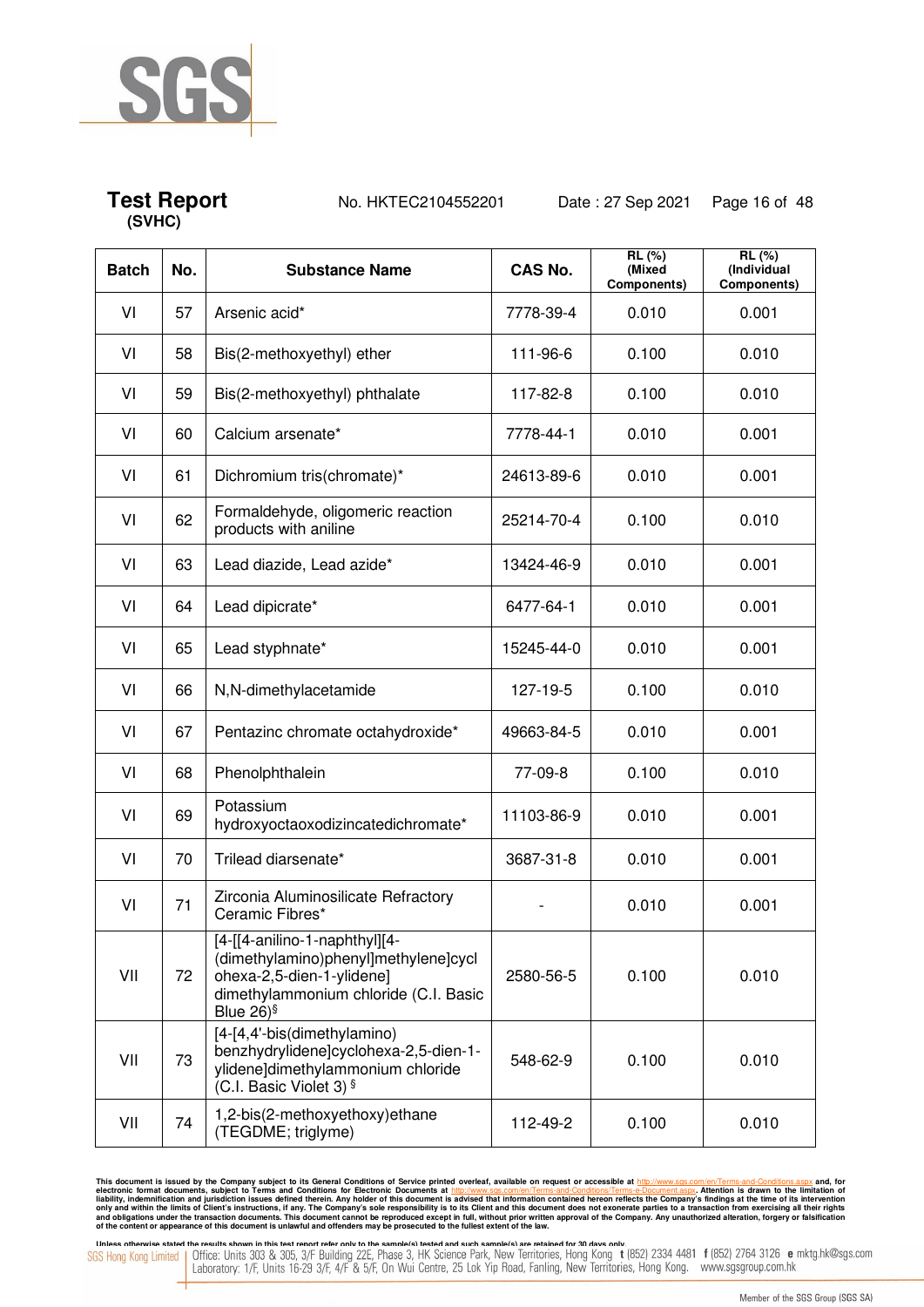# Test Report
**(SVHC)**

No. HKTEC2104552201 Date : 27 Sep 2021

| Batch | No. | Substance Name | CAS No. | RL (%) (Mixed Components) | RL (%) (Individual Components) |
|---|---|---|---|---|---|
| VI | 57 | Arsenic acid* | 7778-39-4 | 0.010 | 0.001 |
| VI | 58 | Bis(2-methoxyethyl) ether | 111-96-6 | 0.100 | 0.010 |
| VI | 59 | Bis(2-methoxyethyl) phthalate | 117-82-8 | 0.100 | 0.010 |
| VI | 60 | Calcium arsenate* | 7778-44-1 | 0.010 | 0.001 |
| VI | 61 | Dichromium tris(chromate)* | 24613-89-6 | 0.010 | 0.001 |
| VI | 62 | Formaldehyde, oligomeric reaction products with aniline | 25214-70-4 | 0.100 | 0.010 |
| VI | 63 | Lead diazide, Lead azide* | 13424-46-9 | 0.010 | 0.001 |
| VI | 64 | Lead dipicrate* | 6477-64-1 | 0.010 | 0.001 |
| VI | 65 | Lead styphnate* | 15245-44-0 | 0.010 | 0.001 |
| VI | 66 | N,N-dimethylacetamide | 127-19-5 | 0.100 | 0.010 |
| VI | 67 | Pentazinc chromate octahydroxide* | 49663-84-5 | 0.010 | 0.001 |
| VI | 68 | Phenolphthalein | 77-09-8 | 0.100 | 0.010 |
| VI | 69 | Potassium hydroxyoctaoxodizincatedichromate* | 11103-86-9 | 0.010 | 0.001 |
| VI | 70 | Trilead diarsenate* | 3687-31-8 | 0.010 | 0.001 |
| VI | 71 | Zirconia Aluminosilicate Refractory Ceramic Fibres* | - | 0.010 | 0.001 |
| VII | 72 | [4-[[4-anilino-1-naphthyl][4-(dimethylamino)phenyl]methylene]cyclohexa-2,5-dien-1-ylidene] dimethylammonium chloride (C.I. Basic Blue 26)§ | 2580-56-5 | 0.100 | 0.010 |
| VII | 73 | [4-[4,4'-bis(dimethylamino) benzhydrylidene]cyclohexa-2,5-dien-1-ylidene]dimethylammonium chloride (C.I. Basic Violet 3) § | 548-62-9 | 0.100 | 0.010 |
| VII | 74 | 1,2-bis(2-methoxyethoxy)ethane (TEGDME; triglyme) | 112-49-2 | 0.100 | 0.010 |

This document is issued by the Company subject to its General Conditions of Service printed overleaf, available on request or accessible at http://www.sgs.com/en/Terms-and-Conditions.aspx and, for electronic format documents, subject to Terms and Conditions for Electronic Documents at http://www.sgs.com/en/Terms-and-Conditions/Terms-e-Document.aspx. Attention is drawn to the limitation of liability, indemnification and jurisdiction issues defined therein. Any holder of this document is advised that information contained hereon reflects the Company's findings at the time of its intervention only and within the limits of Client's instructions, if any. The Company's sole responsibility is to its Client and this document does not exonerate parties to a transaction from exercising all their rights and obligations under the transaction documents. This document cannot be reproduced except in full, without prior written approval of the Company. Any unauthorized alteration, forgery or falsification of the content or appearance of this document is unlawful and offenders may be prosecuted to the fullest extent of the law.

Unless otherwise stated the results shown in this test report refer only to the sample(s) tested and such sample(s) are retained for 30 days only.

SGS Hong Kong Limited | Office: Units 303 & 305, 3/F Building 22E, Phase 3, HK Science Park, New Territories, Hong Kong t (852) 2334 4481 f (852) 2764 3126 e mktg.hk@sgs.com
Laboratory: 1/F, Units 16-29 3/F, 4/F & 5/F, On Wui Centre, 25 Lok Yip Road, Fanling, New Territories, Hong Kong. www.sgsgroup.com.hk

Member of the SGS Group (SGS SA)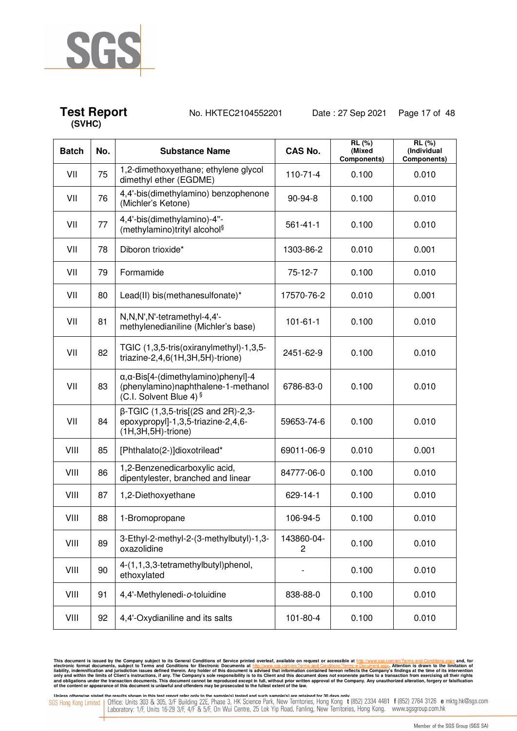**Test Report** No. HKTEC2104552201 Date : 27 Sep 2021
**(SVHC)**

| Batch | No. | Substance Name | CAS No. | RL (%) (Mixed Components) | RL (%) (Individual Components) |
|---|---|---|---|---|---|
| VII | 75 | 1,2-dimethoxyethane; ethylene glycol dimethyl ether (EGDME) | 110-71-4 | 0.100 | 0.010 |
| VII | 76 | 4,4'-bis(dimethylamino) benzophenone (Michler's Ketone) | 90-94-8 | 0.100 | 0.010 |
| VII | 77 | 4,4'-bis(dimethylamino)-4''-(methylamino)trityl alcohol§ | 561-41-1 | 0.100 | 0.010 |
| VII | 78 | Diboron trioxide* | 1303-86-2 | 0.010 | 0.001 |
| VII | 79 | Formamide | 75-12-7 | 0.100 | 0.010 |
| VII | 80 | Lead(II) bis(methanesulfonate)* | 17570-76-2 | 0.010 | 0.001 |
| VII | 81 | N,N,N',N'-tetramethyl-4,4'-methylenedianiline (Michler's base) | 101-61-1 | 0.100 | 0.010 |
| VII | 82 | TGIC (1,3,5-tris(oxiranylmethyl)-1,3,5-triazine-2,4,6(1H,3H,5H)-trione) | 2451-62-9 | 0.100 | 0.010 |
| VII | 83 | α,α-Bis[4-(dimethylamino)phenyl]-4 (phenylamino)naphthalene-1-methanol (C.I. Solvent Blue 4) § | 6786-83-0 | 0.100 | 0.010 |
| VII | 84 | β-TGIC (1,3,5-tris[(2S and 2R)-2,3-epoxypropyl]-1,3,5-triazine-2,4,6-(1H,3H,5H)-trione) | 59653-74-6 | 0.100 | 0.010 |
| VIII | 85 | [Phthalato(2-)]dioxotrilead* | 69011-06-9 | 0.010 | 0.001 |
| VIII | 86 | 1,2-Benzenedicarboxylic acid, dipentylester, branched and linear | 84777-06-0 | 0.100 | 0.010 |
| VIII | 87 | 1,2-Diethoxyethane | 629-14-1 | 0.100 | 0.010 |
| VIII | 88 | 1-Bromopropane | 106-94-5 | 0.100 | 0.010 |
| VIII | 89 | 3-Ethyl-2-methyl-2-(3-methylbutyl)-1,3-oxazolidine | 143860-04-2 | 0.100 | 0.010 |
| VIII | 90 | 4-(1,1,3,3-tetramethylbutyl)phenol, ethoxylated | - | 0.100 | 0.010 |
| VIII | 91 | 4,4'-Methylenedi-*o*-toluidine | 838-88-0 | 0.100 | 0.010 |
| VIII | 92 | 4,4'-Oxydianiline and its salts | 101-80-4 | 0.100 | 0.010 |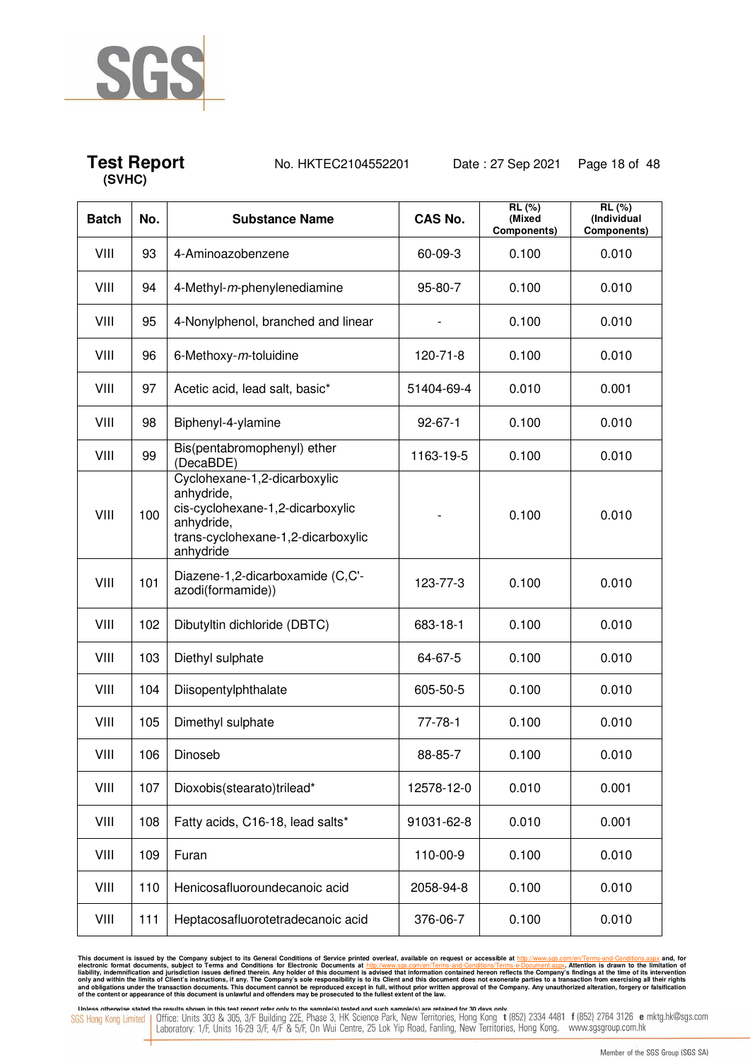**Test Report** No. HKTEC2104552201 Date : 27 Sep 2021
**(SVHC)**

| Batch | No. | Substance Name | CAS No. | RL (%) (Mixed Components) | RL (%) (Individual Components) |
|---|---|---|---|---|---|
| VIII | 93 | 4-Aminoazobenzene | 60-09-3 | 0.100 | 0.010 |
| VIII | 94 | 4-Methyl-*m*-phenylenediamine | 95-80-7 | 0.100 | 0.010 |
| VIII | 95 | 4-Nonylphenol, branched and linear | - | 0.100 | 0.010 |
| VIII | 96 | 6-Methoxy-*m*-toluidine | 120-71-8 | 0.100 | 0.010 |
| VIII | 97 | Acetic acid, lead salt, basic* | 51404-69-4 | 0.010 | 0.001 |
| VIII | 98 | Biphenyl-4-ylamine | 92-67-1 | 0.100 | 0.010 |
| VIII | 99 | Bis(pentabromophenyl) ether (DecaBDE) | 1163-19-5 | 0.100 | 0.010 |
| VIII | 100 | Cyclohexane-1,2-dicarboxylic anhydride, cis-cyclohexane-1,2-dicarboxylic anhydride, trans-cyclohexane-1,2-dicarboxylic anhydride | - | 0.100 | 0.010 |
| VIII | 101 | Diazene-1,2-dicarboxamide (C,C'-azodi(formamide)) | 123-77-3 | 0.100 | 0.010 |
| VIII | 102 | Dibutyltin dichloride (DBTC) | 683-18-1 | 0.100 | 0.010 |
| VIII | 103 | Diethyl sulphate | 64-67-5 | 0.100 | 0.010 |
| VIII | 104 | Diisopentylphthalate | 605-50-5 | 0.100 | 0.010 |
| VIII | 105 | Dimethyl sulphate | 77-78-1 | 0.100 | 0.010 |
| VIII | 106 | Dinoseb | 88-85-7 | 0.100 | 0.010 |
| VIII | 107 | Dioxobis(stearato)trilead* | 12578-12-0 | 0.010 | 0.001 |
| VIII | 108 | Fatty acids, C16-18, lead salts* | 91031-62-8 | 0.010 | 0.001 |
| VIII | 109 | Furan | 110-00-9 | 0.100 | 0.010 |
| VIII | 110 | Henicosafluoroundecanoic acid | 2058-94-8 | 0.100 | 0.010 |
| VIII | 111 | Heptacosafluorotetradecanoic acid | 376-06-7 | 0.100 | 0.010 |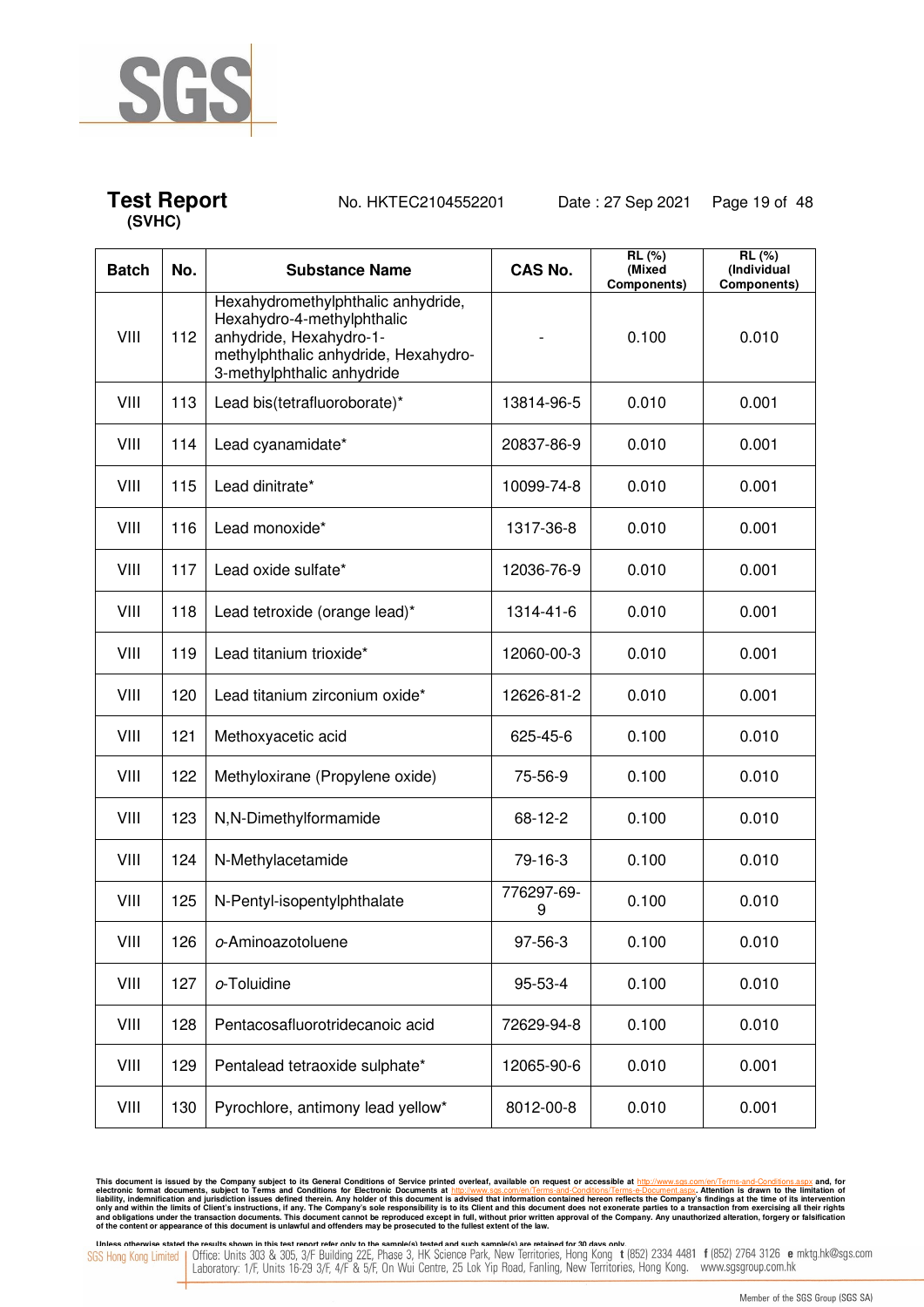**Test Report (SVHC)** No. HKTEC2104552201 Date : 27 Sep 2021

| Batch | No. | Substance Name | CAS No. | RL (%) (Mixed Components) | RL (%) (Individual Components) |
|---|---|---|---|---|---|
| VIII | 112 | Hexahydromethylphthalic anhydride, Hexahydro-4-methylphthalic anhydride, Hexahydro-1-methylphthalic anhydride, Hexahydro-3-methylphthalic anhydride | - | 0.100 | 0.010 |
| VIII | 113 | Lead bis(tetrafluoroborate)* | 13814-96-5 | 0.010 | 0.001 |
| VIII | 114 | Lead cyanamidate* | 20837-86-9 | 0.010 | 0.001 |
| VIII | 115 | Lead dinitrate* | 10099-74-8 | 0.010 | 0.001 |
| VIII | 116 | Lead monoxide* | 1317-36-8 | 0.010 | 0.001 |
| VIII | 117 | Lead oxide sulfate* | 12036-76-9 | 0.010 | 0.001 |
| VIII | 118 | Lead tetroxide (orange lead)* | 1314-41-6 | 0.010 | 0.001 |
| VIII | 119 | Lead titanium trioxide* | 12060-00-3 | 0.010 | 0.001 |
| VIII | 120 | Lead titanium zirconium oxide* | 12626-81-2 | 0.010 | 0.001 |
| VIII | 121 | Methoxyacetic acid | 625-45-6 | 0.100 | 0.010 |
| VIII | 122 | Methyloxirane (Propylene oxide) | 75-56-9 | 0.100 | 0.010 |
| VIII | 123 | N,N-Dimethylformamide | 68-12-2 | 0.100 | 0.010 |
| VIII | 124 | N-Methylacetamide | 79-16-3 | 0.100 | 0.010 |
| VIII | 125 | N-Pentyl-isopentylphthalate | 776297-69-9 | 0.100 | 0.010 |
| VIII | 126 | *o*-Aminoazotoluene | 97-56-3 | 0.100 | 0.010 |
| VIII | 127 | *o*-Toluidine | 95-53-4 | 0.100 | 0.010 |
| VIII | 128 | Pentacosafluorotridecanoic acid | 72629-94-8 | 0.100 | 0.010 |
| VIII | 129 | Pentalead tetraoxide sulphate* | 12065-90-6 | 0.010 | 0.001 |
| VIII | 130 | Pyrochlore, antimony lead yellow* | 8012-00-8 | 0.010 | 0.001 |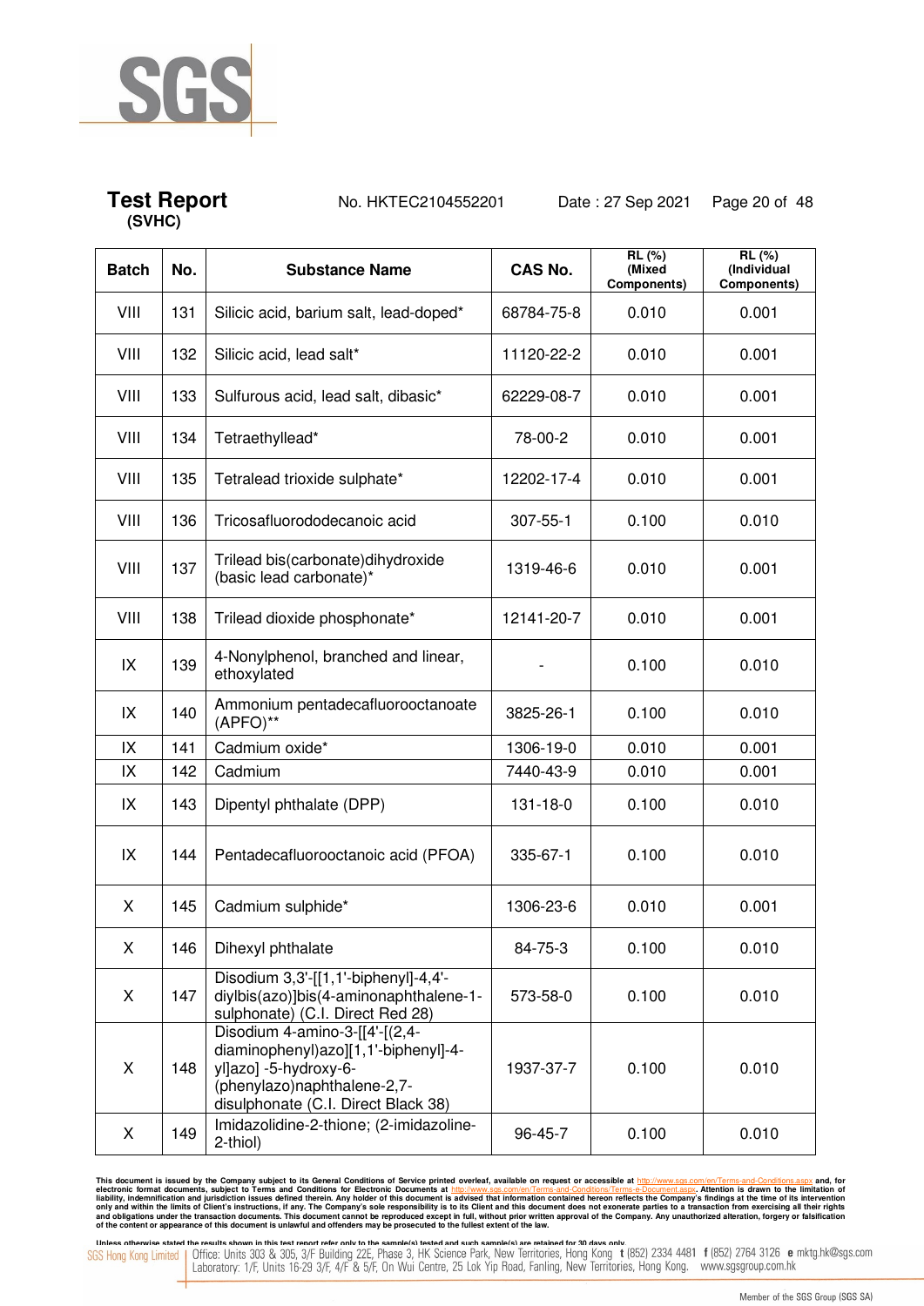# Test Report

**(SVHC)**

No. HKTEC2104552201 Date : 27 Sep 2021

| Batch | No. | Substance Name | CAS No. | RL (%) (Mixed Components) | RL (%) (Individual Components) |
|---|---|---|---|---|---|
| VIII | 131 | Silicic acid, barium salt, lead-doped* | 68784-75-8 | 0.010 | 0.001 |
| VIII | 132 | Silicic acid, lead salt* | 11120-22-2 | 0.010 | 0.001 |
| VIII | 133 | Sulfurous acid, lead salt, dibasic* | 62229-08-7 | 0.010 | 0.001 |
| VIII | 134 | Tetraethyllead* | 78-00-2 | 0.010 | 0.001 |
| VIII | 135 | Tetralead trioxide sulphate* | 12202-17-4 | 0.010 | 0.001 |
| VIII | 136 | Tricosafluorododecanoic acid | 307-55-1 | 0.100 | 0.010 |
| VIII | 137 | Trilead bis(carbonate)dihydroxide (basic lead carbonate)* | 1319-46-6 | 0.010 | 0.001 |
| VIII | 138 | Trilead dioxide phosphonate* | 12141-20-7 | 0.010 | 0.001 |
| IX | 139 | 4-Nonylphenol, branched and linear, ethoxylated | - | 0.100 | 0.010 |
| IX | 140 | Ammonium pentadecafluorooctanoate (APFO)** | 3825-26-1 | 0.100 | 0.010 |
| IX | 141 | Cadmium oxide* | 1306-19-0 | 0.010 | 0.001 |
| IX | 142 | Cadmium | 7440-43-9 | 0.010 | 0.001 |
| IX | 143 | Dipentyl phthalate (DPP) | 131-18-0 | 0.100 | 0.010 |
| IX | 144 | Pentadecafluorooctanoic acid (PFOA) | 335-67-1 | 0.100 | 0.010 |
| X | 145 | Cadmium sulphide* | 1306-23-6 | 0.010 | 0.001 |
| X | 146 | Dihexyl phthalate | 84-75-3 | 0.100 | 0.010 |
| X | 147 | Disodium 3,3'-[[1,1'-biphenyl]-4,4'-diylbis(azo)]bis(4-aminonaphthalene-1-sulphonate) (C.I. Direct Red 28) | 573-58-0 | 0.100 | 0.010 |
| X | 148 | Disodium 4-amino-3-[[4'-[(2,4-diaminophenyl)azo][1,1'-biphenyl]-4-yl]azo] -5-hydroxy-6-(phenylazo)naphthalene-2,7-disulphonate (C.I. Direct Black 38) | 1937-37-7 | 0.100 | 0.010 |
| X | 149 | Imidazolidine-2-thione; (2-imidazoline-2-thiol) | 96-45-7 | 0.100 | 0.010 |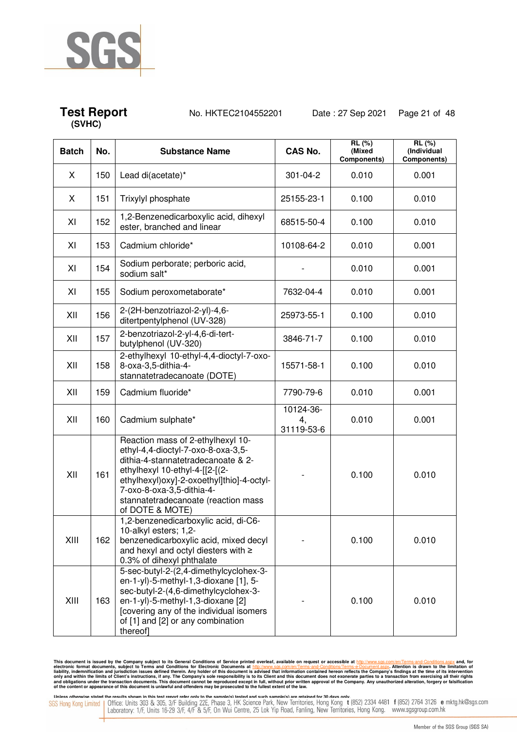**Test Report** No. HKTEC2104552201 Date : 27 Sep 2021
**(SVHC)**

| Batch | No. | Substance Name | CAS No. | RL (%) (Mixed Components) | RL (%) (Individual Components) |
|---|---|---|---|---|---|
| X | 150 | Lead di(acetate)* | 301-04-2 | 0.010 | 0.001 |
| X | 151 | Trixylyl phosphate | 25155-23-1 | 0.100 | 0.010 |
| XI | 152 | 1,2-Benzenedicarboxylic acid, dihexyl ester, branched and linear | 68515-50-4 | 0.100 | 0.010 |
| XI | 153 | Cadmium chloride* | 10108-64-2 | 0.010 | 0.001 |
| XI | 154 | Sodium perborate; perboric acid, sodium salt* | - | 0.010 | 0.001 |
| XI | 155 | Sodium peroxometaborate* | 7632-04-4 | 0.010 | 0.001 |
| XII | 156 | 2-(2H-benzotriazol-2-yl)-4,6-ditertpentylphenol (UV-328) | 25973-55-1 | 0.100 | 0.010 |
| XII | 157 | 2-benzotriazol-2-yl-4,6-di-tert-butylphenol (UV-320) | 3846-71-7 | 0.100 | 0.010 |
| XII | 158 | 2-ethylhexyl 10-ethyl-4,4-dioctyl-7-oxo-8-oxa-3,5-dithia-4-stannatetradecanoate (DOTE) | 15571-58-1 | 0.100 | 0.010 |
| XII | 159 | Cadmium fluoride* | 7790-79-6 | 0.010 | 0.001 |
| XII | 160 | Cadmium sulphate* | 10124-36-4, 31119-53-6 | 0.010 | 0.001 |
| XII | 161 | Reaction mass of 2-ethylhexyl 10-ethyl-4,4-dioctyl-7-oxo-8-oxa-3,5-dithia-4-stannatetradecanoate & 2-ethylhexyl 10-ethyl-4-[[2-[(2-ethylhexyl)oxy]-2-oxoethyl]thio]-4-octyl-7-oxo-8-oxa-3,5-dithia-4-stannatetradecanoate (reaction mass of DOTE & MOTE) | - | 0.100 | 0.010 |
| XIII | 162 | 1,2-benzenedicarboxylic acid, di-C6-10-alkyl esters; 1,2-benzenedicarboxylic acid, mixed decyl and hexyl and octyl diesters with ≥ 0.3% of dihexyl phthalate | - | 0.100 | 0.010 |
| XIII | 163 | 5-sec-butyl-2-(2,4-dimethylcyclohex-3-en-1-yl)-5-methyl-1,3-dioxane [1], 5-sec-butyl-2-(4,6-dimethylcyclohex-3-en-1-yl)-5-methyl-1,3-dioxane [2] [covering any of the individual isomers of [1] and [2] or any combination thereof] | - | 0.100 | 0.010 |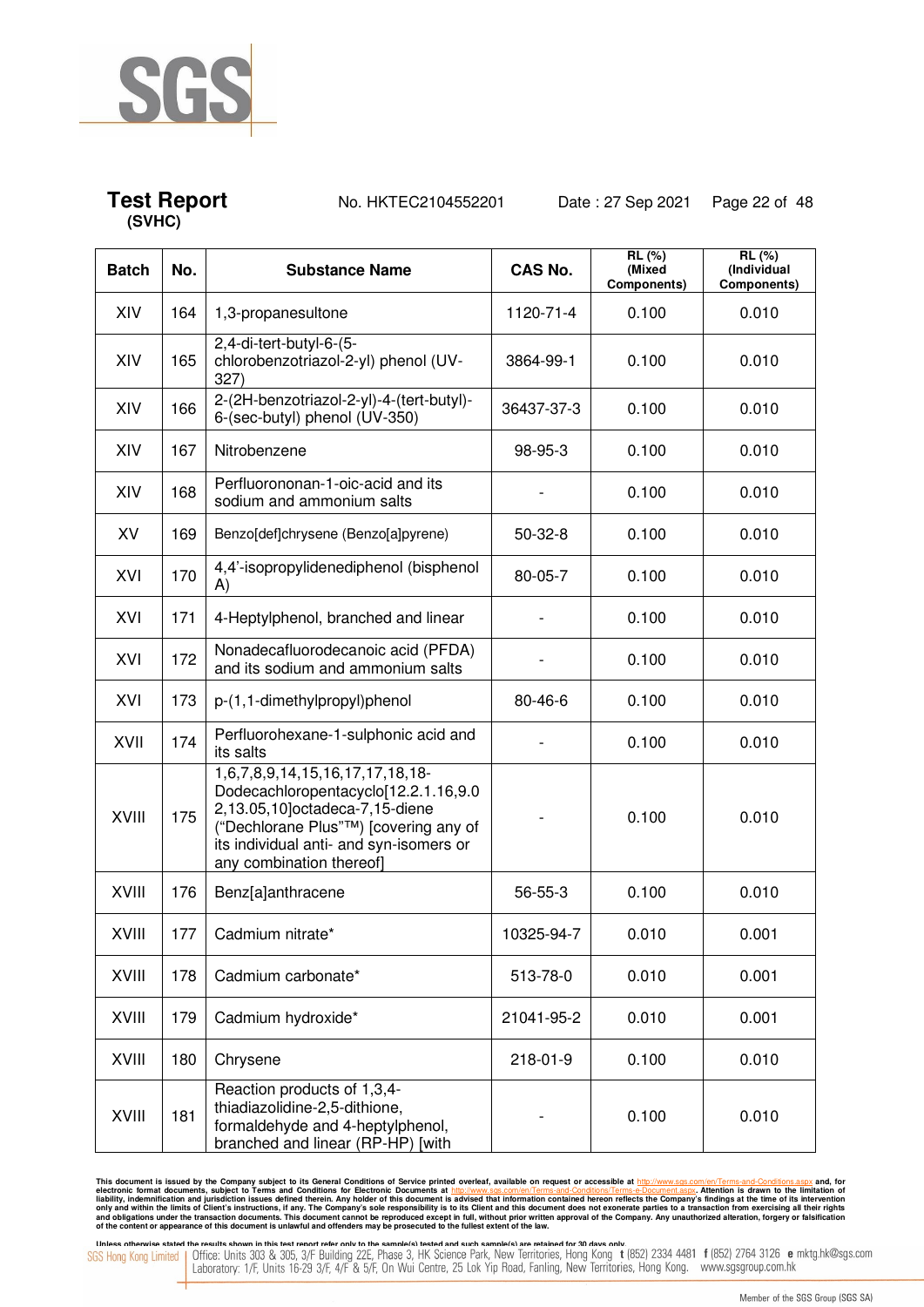**Test Report** No. HKTEC2104552201 Date : 27 Sep 2021
**(SVHC)**

| Batch | No. | Substance Name | CAS No. | RL (%) (Mixed Components) | RL (%) (Individual Components) |
|---|---|---|---|---|---|
| XIV | 164 | 1,3-propanesultone | 1120-71-4 | 0.100 | 0.010 |
| XIV | 165 | 2,4-di-tert-butyl-6-(5-chlorobenzotriazol-2-yl) phenol (UV-327) | 3864-99-1 | 0.100 | 0.010 |
| XIV | 166 | 2-(2H-benzotriazol-2-yl)-4-(tert-butyl)-6-(sec-butyl) phenol (UV-350) | 36437-37-3 | 0.100 | 0.010 |
| XIV | 167 | Nitrobenzene | 98-95-3 | 0.100 | 0.010 |
| XIV | 168 | Perfluorononan-1-oic-acid and its sodium and ammonium salts | - | 0.100 | 0.010 |
| XV | 169 | Benzo[def]chrysene (Benzo[a]pyrene) | 50-32-8 | 0.100 | 0.010 |
| XVI | 170 | 4,4'-isopropylidenediphenol (bisphenol A) | 80-05-7 | 0.100 | 0.010 |
| XVI | 171 | 4-Heptylphenol, branched and linear | - | 0.100 | 0.010 |
| XVI | 172 | Nonadecafluorodecanoic acid (PFDA) and its sodium and ammonium salts | - | 0.100 | 0.010 |
| XVI | 173 | p-(1,1-dimethylpropyl)phenol | 80-46-6 | 0.100 | 0.010 |
| XVII | 174 | Perfluorohexane-1-sulphonic acid and its salts | - | 0.100 | 0.010 |
| XVIII | 175 | 1,6,7,8,9,14,15,16,17,17,18,18-Dodecachloropentacyclo[12.2.1.16,9.02,13.05,10]octadeca-7,15-diene ("Dechlorane Plus"™) [covering any of its individual anti- and syn-isomers or any combination thereof] | - | 0.100 | 0.010 |
| XVIII | 176 | Benz[a]anthracene | 56-55-3 | 0.100 | 0.010 |
| XVIII | 177 | Cadmium nitrate* | 10325-94-7 | 0.010 | 0.001 |
| XVIII | 178 | Cadmium carbonate* | 513-78-0 | 0.010 | 0.001 |
| XVIII | 179 | Cadmium hydroxide* | 21041-95-2 | 0.010 | 0.001 |
| XVIII | 180 | Chrysene | 218-01-9 | 0.100 | 0.010 |
| XVIII | 181 | Reaction products of 1,3,4-thiadiazolidine-2,5-dithione, formaldehyde and 4-heptylphenol, branched and linear (RP-HP) [with | - | 0.100 | 0.010 |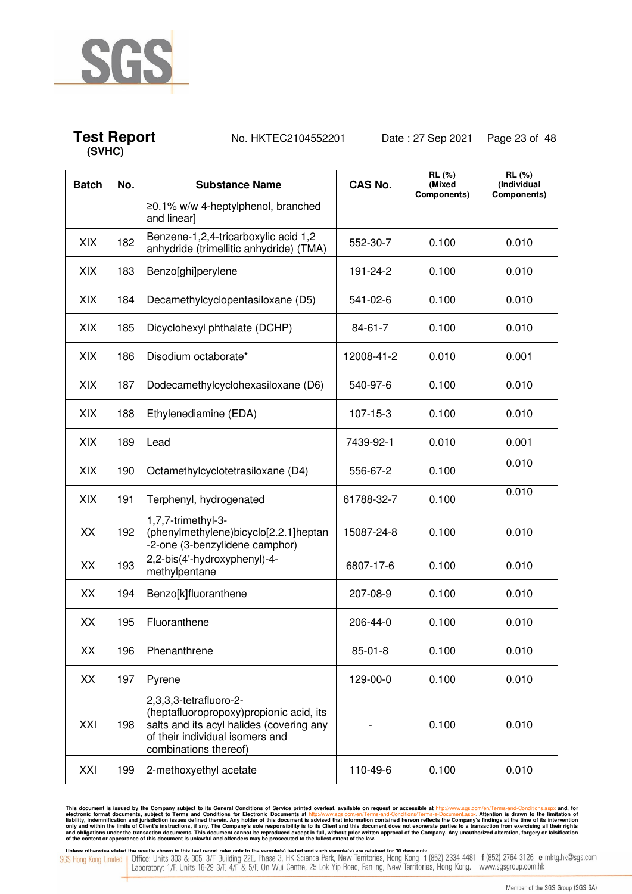**Test Report (SVHC)** No. HKTEC2104552201 Date : 27 Sep 2021

| Batch | No. | Substance Name | CAS No. | RL (%) (Mixed Components) | RL (%) (Individual Components) |
|---|---|---|---|---|---|
| | | ≥0.1% w/w 4-heptylphenol, branched and linear] | | | |
| XIX | 182 | Benzene-1,2,4-tricarboxylic acid 1,2 anhydride (trimellitic anhydride) (TMA) | 552-30-7 | 0.100 | 0.010 |
| XIX | 183 | Benzo[ghi]perylene | 191-24-2 | 0.100 | 0.010 |
| XIX | 184 | Decamethylcyclopentasiloxane (D5) | 541-02-6 | 0.100 | 0.010 |
| XIX | 185 | Dicyclohexyl phthalate (DCHP) | 84-61-7 | 0.100 | 0.010 |
| XIX | 186 | Disodium octaborate* | 12008-41-2 | 0.010 | 0.001 |
| XIX | 187 | Dodecamethylcyclohexasiloxane (D6) | 540-97-6 | 0.100 | 0.010 |
| XIX | 188 | Ethylenediamine (EDA) | 107-15-3 | 0.100 | 0.010 |
| XIX | 189 | Lead | 7439-92-1 | 0.010 | 0.001 |
| XIX | 190 | Octamethylcyclotetrasiloxane (D4) | 556-67-2 | 0.100 | 0.010 |
| XIX | 191 | Terphenyl, hydrogenated | 61788-32-7 | 0.100 | 0.010 |
| XX | 192 | 1,7,7-trimethyl-3-(phenylmethylene)bicyclo[2.2.1]heptan-2-one (3-benzylidene camphor) | 15087-24-8 | 0.100 | 0.010 |
| XX | 193 | 2,2-bis(4'-hydroxyphenyl)-4-methylpentane | 6807-17-6 | 0.100 | 0.010 |
| XX | 194 | Benzo[k]fluoranthene | 207-08-9 | 0.100 | 0.010 |
| XX | 195 | Fluoranthene | 206-44-0 | 0.100 | 0.010 |
| XX | 196 | Phenanthrene | 85-01-8 | 0.100 | 0.010 |
| XX | 197 | Pyrene | 129-00-0 | 0.100 | 0.010 |
| XXI | 198 | 2,3,3,3-tetrafluoro-2-(heptafluoropropoxy)propionic acid, its salts and its acyl halides (covering any of their individual isomers and combinations thereof) | - | 0.100 | 0.010 |
| XXI | 199 | 2-methoxyethyl acetate | 110-49-6 | 0.100 | 0.010 |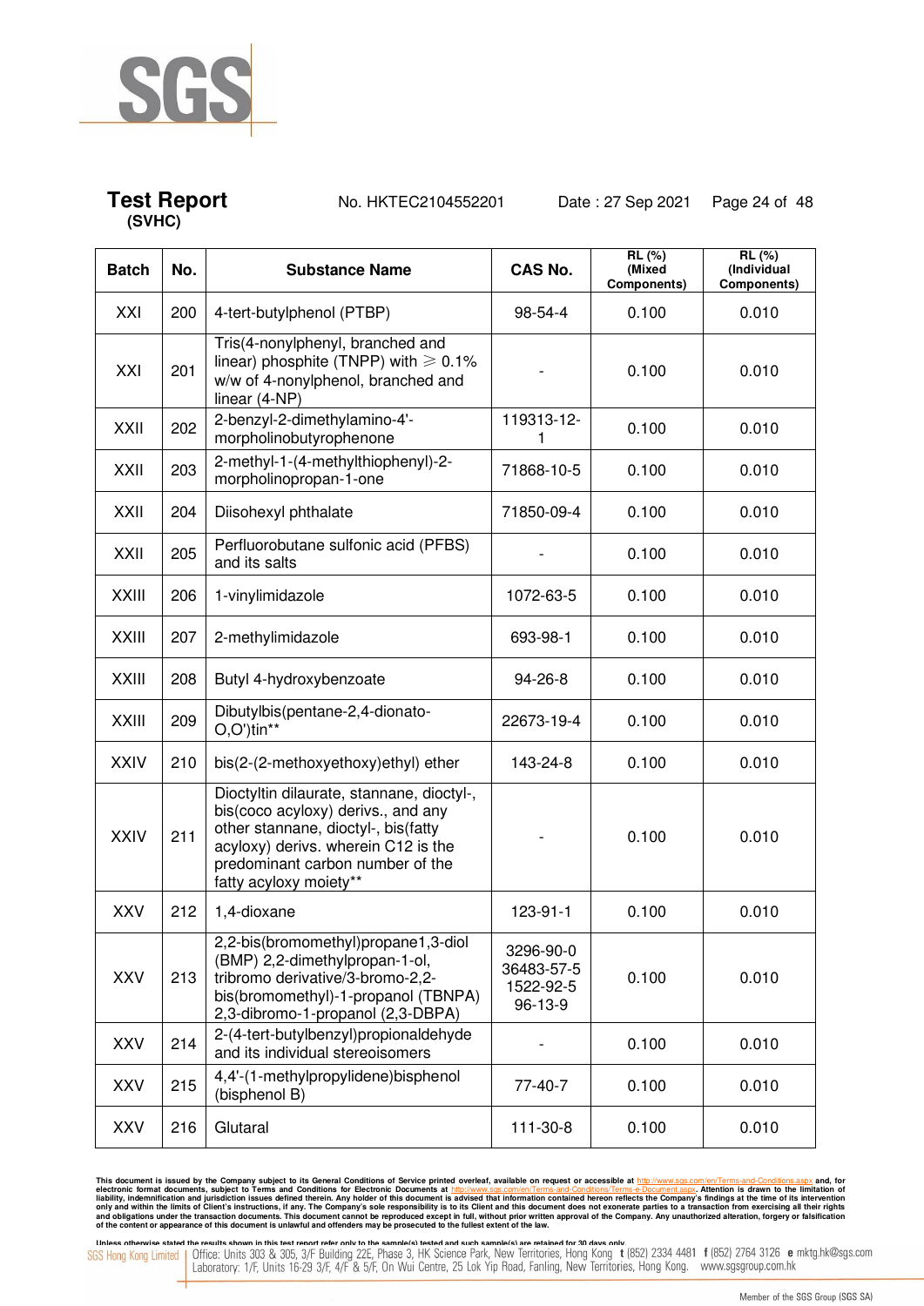| Batch | No. | Substance Name | CAS No. | RL (%) (Mixed Components) | RL (%) (Individual Components) |
|---|---|---|---|---|---|
| XXI | 200 | 4-tert-butylphenol (PTBP) | 98-54-4 | 0.100 | 0.010 |
| XXI | 201 | Tris(4-nonylphenyl, branched and linear) phosphite (TNPP) with ⩾ 0.1% w/w of 4-nonylphenol, branched and linear (4-NP) | - | 0.100 | 0.010 |
| XXII | 202 | 2-benzyl-2-dimethylamino-4'-morpholinobutyrophenone | 119313-12-1 | 0.100 | 0.010 |
| XXII | 203 | 2-methyl-1-(4-methylthiophenyl)-2-morpholinopropan-1-one | 71868-10-5 | 0.100 | 0.010 |
| XXII | 204 | Diisohexyl phthalate | 71850-09-4 | 0.100 | 0.010 |
| XXII | 205 | Perfluorobutane sulfonic acid (PFBS) and its salts | - | 0.100 | 0.010 |
| XXIII | 206 | 1-vinylimidazole | 1072-63-5 | 0.100 | 0.010 |
| XXIII | 207 | 2-methylimidazole | 693-98-1 | 0.100 | 0.010 |
| XXIII | 208 | Butyl 4-hydroxybenzoate | 94-26-8 | 0.100 | 0.010 |
| XXIII | 209 | Dibutylbis(pentane-2,4-dionato-O,O')tin** | 22673-19-4 | 0.100 | 0.010 |
| XXIV | 210 | bis(2-(2-methoxyethoxy)ethyl) ether | 143-24-8 | 0.100 | 0.010 |
| XXIV | 211 | Dioctyltin dilaurate, stannane, dioctyl-, bis(coco acyloxy) derivs., and any other stannane, dioctyl-, bis(fatty acyloxy) derivs. wherein C12 is the predominant carbon number of the fatty acyloxy moiety** | - | 0.100 | 0.010 |
| XXV | 212 | 1,4-dioxane | 123-91-1 | 0.100 | 0.010 |
| XXV | 213 | 2,2-bis(bromomethyl)propane1,3-diol (BMP) 2,2-dimethylpropan-1-ol, tribromo derivative/3-bromo-2,2-bis(bromomethyl)-1-propanol (TBNPA) 2,3-dibromo-1-propanol (2,3-DBPA) | 3296-90-0 36483-57-5 1522-92-5 96-13-9 | 0.100 | 0.010 |
| XXV | 214 | 2-(4-tert-butylbenzyl)propionaldehyde and its individual stereoisomers | - | 0.100 | 0.010 |
| XXV | 215 | 4,4'-(1-methylpropylidene)bisphenol (bisphenol B) | 77-40-7 | 0.100 | 0.010 |
| XXV | 216 | Glutaral | 111-30-8 | 0.100 | 0.010 |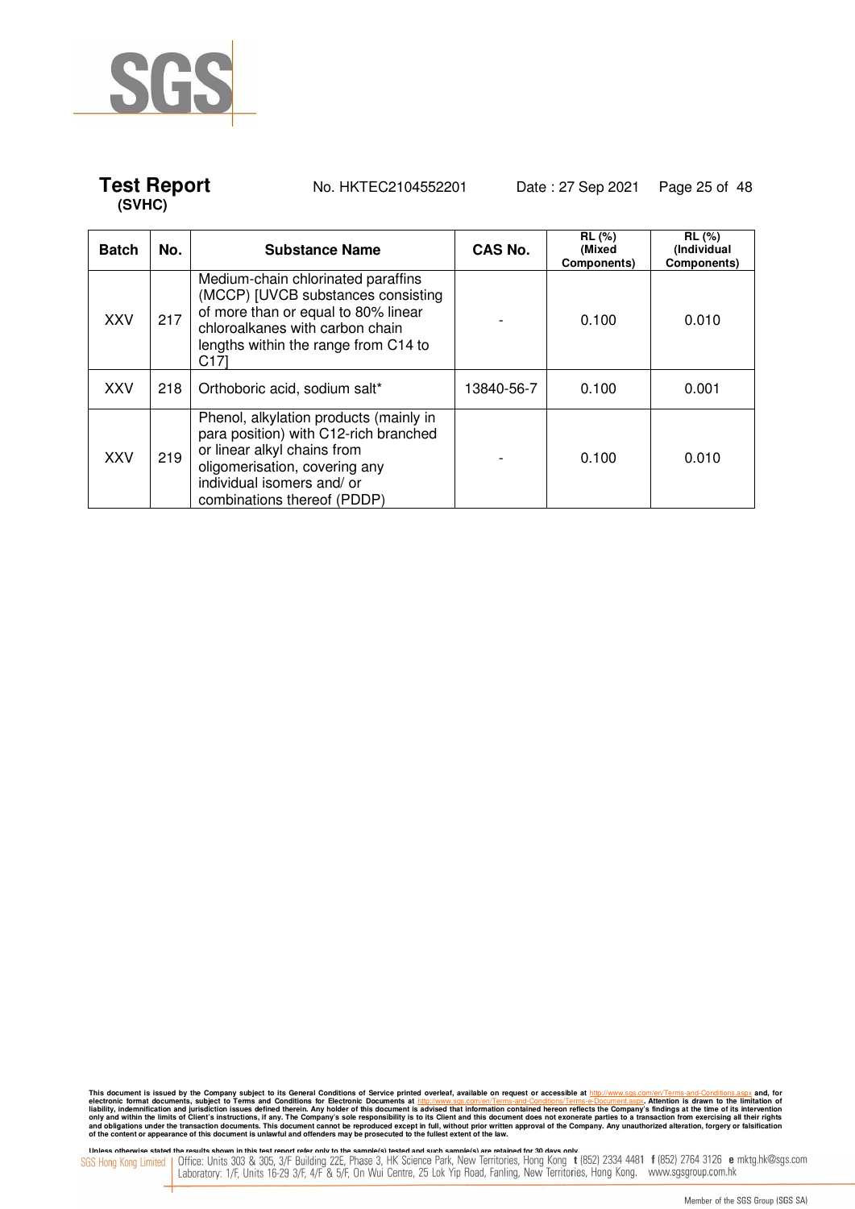| Batch | No. | Substance Name | CAS No. | RL (%) (Mixed Components) | RL (%) (Individual Components) |
|---|---|---|---|---|---|
| XXV | 217 | Medium-chain chlorinated paraffins (MCCP) [UVCB substances consisting of more than or equal to 80% linear chloroalkanes with carbon chain lengths within the range from C14 to C17] | - | 0.100 | 0.010 |
| XXV | 218 | Orthoboric acid, sodium salt* | 13840-56-7 | 0.100 | 0.001 |
| XXV | 219 | Phenol, alkylation products (mainly in para position) with C12-rich branched or linear alkyl chains from oligomerisation, covering any individual isomers and/ or combinations thereof (PDDP) | - | 0.100 | 0.010 |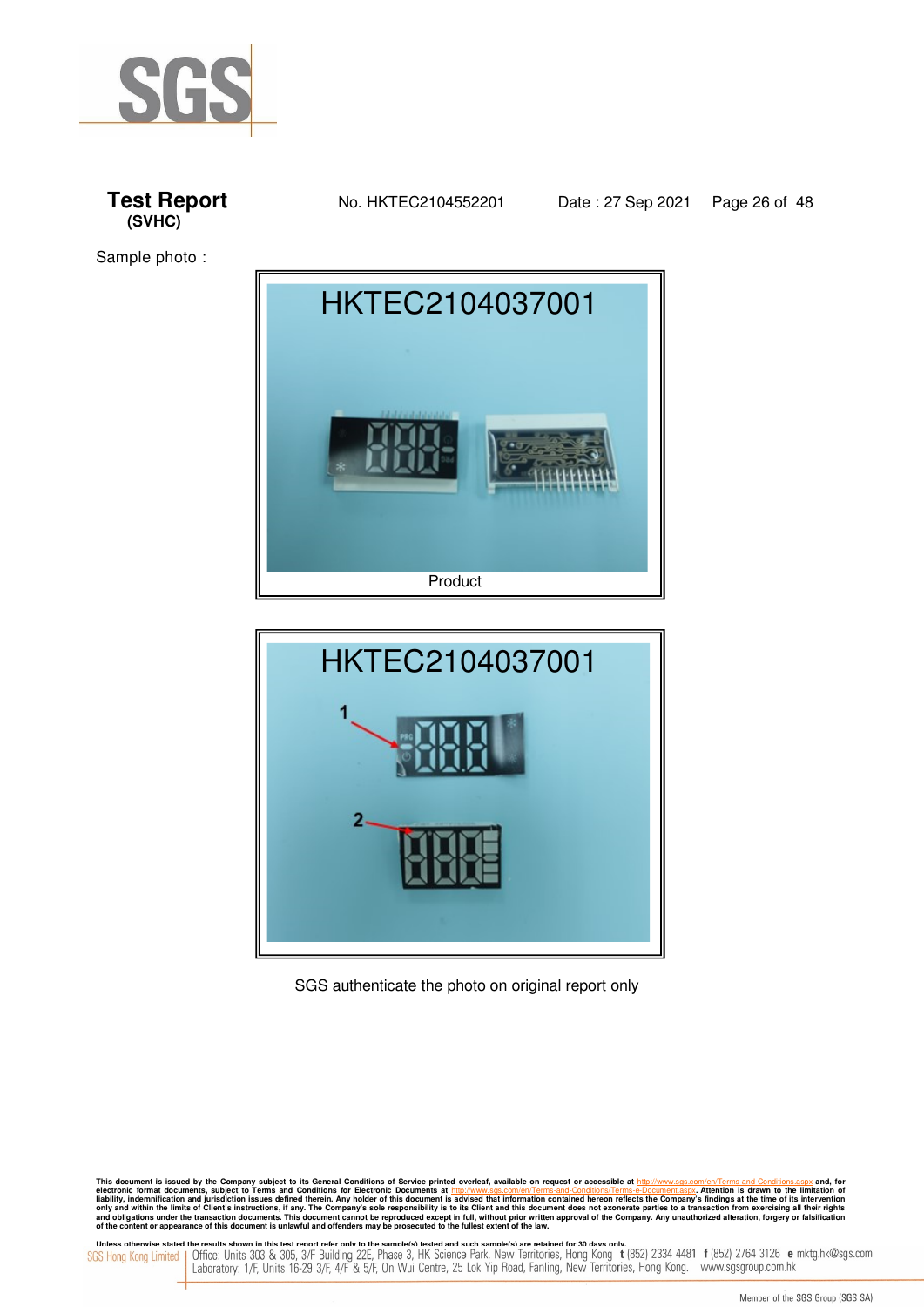# Test Report
**(SVHC)**

No. HKTEC2104552201　　Date : 27 Sep 2021

Sample photo :

HKTEC2104037001

Product

HKTEC2104037001

SGS authenticate the photo on original report only

This document is issued by the Company subject to its General Conditions of Service printed overleaf, available on request or accessible at http://www.sgs.com/en/Terms-and-Conditions.aspx and, for electronic format documents, subject to Terms and Conditions for Electronic Documents at http://www.sgs.com/en/Terms-and-Conditions/Terms-e-Document.aspx. Attention is drawn to the limitation of liability, indemnification and jurisdiction issues defined therein. Any holder of this document is advised that information contained hereon reflects the Company's findings at the time of its intervention only and within the limits of Client's instructions, if any. The Company's sole responsibility is to its Client and this document does not exonerate parties to a transaction from exercising all their rights and obligations under the transaction documents. This document cannot be reproduced except in full, without prior written approval of the Company. Any unauthorized alteration, forgery or falsification of the content or appearance of this document is unlawful and offenders may be prosecuted to the fullest extent of the law.

Unless otherwise stated the results shown in this test report refer only to the sample(s) tested and such sample(s) are retained for 30 days only.

SGS Hong Kong Limited | Office: Units 303 & 305, 3/F Building 22E, Phase 3, HK Science Park, New Territories, Hong Kong t (852) 2334 4481 f (852) 2764 3126 e mktg.hk@sgs.com
Laboratory: 1/F, Units 16-29 3/F, 4/F & 5/F, On Wui Centre, 25 Lok Yip Road, Fanling, New Territories, Hong Kong. www.sgsgroup.com.hk

Member of the SGS Group (SGS SA)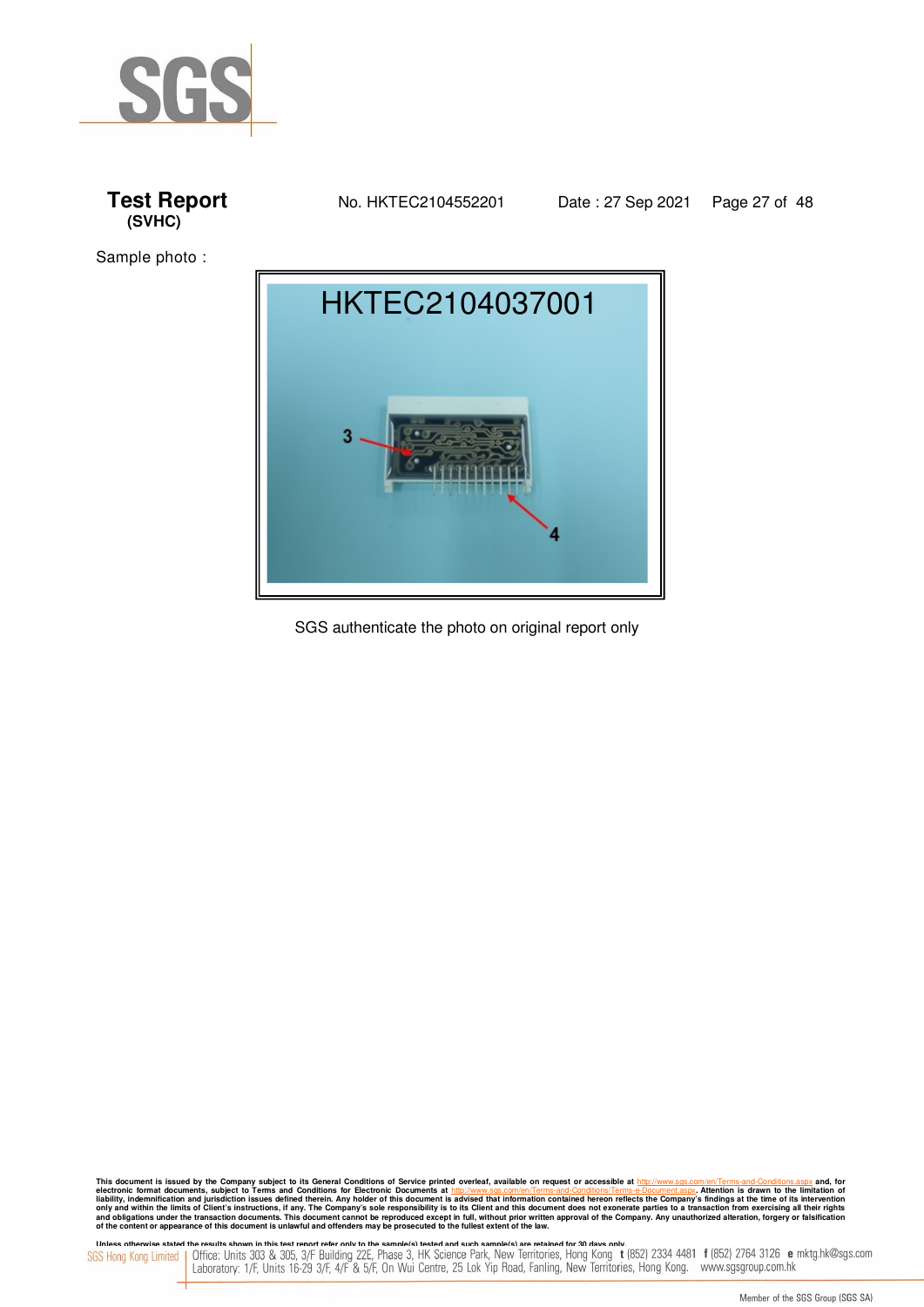# Test Report
**(SVHC)**

No. HKTEC2104552201 Date : 27 Sep 2021

Sample photo :

SGS authenticate the photo on original report only

This document is issued by the Company subject to its General Conditions of Service printed overleaf, available on request or accessible at http://www.sgs.com/en/Terms-and-Conditions.aspx and, for electronic format documents, subject to Terms and Conditions for Electronic Documents at http://www.sgs.com/en/Terms-and-Conditions/Terms-e-Document.aspx. Attention is drawn to the limitation of liability, indemnification and jurisdiction issues defined therein. Any holder of this document is advised that information contained hereon reflects the Company's findings at the time of its intervention only and within the limits of Client's instructions, if any. The Company's sole responsibility is to its Client and this document does not exonerate parties to a transaction from exercising all their rights and obligations under the transaction documents. This document cannot be reproduced except in full, without prior written approval of the Company. Any unauthorized alteration, forgery or falsification of the content or appearance of this document is unlawful and offenders may be prosecuted to the fullest extent of the law.

Unless otherwise stated the results shown in this test report refer only to the sample(s) tested and such sample(s) are retained for 30 days only.

SGS Hong Kong Limited | Office: Units 303 & 305, 3/F Building 22E, Phase 3, HK Science Park, New Territories, Hong Kong t (852) 2334 4481 f (852) 2764 3126 e mktg.hk@sgs.com
Laboratory: 1/F, Units 16-29 3/F, 4/F & 5/F, On Wui Centre, 25 Lok Yip Road, Fanling, New Territories, Hong Kong. www.sgsgroup.com.hk

Member of the SGS Group (SGS SA)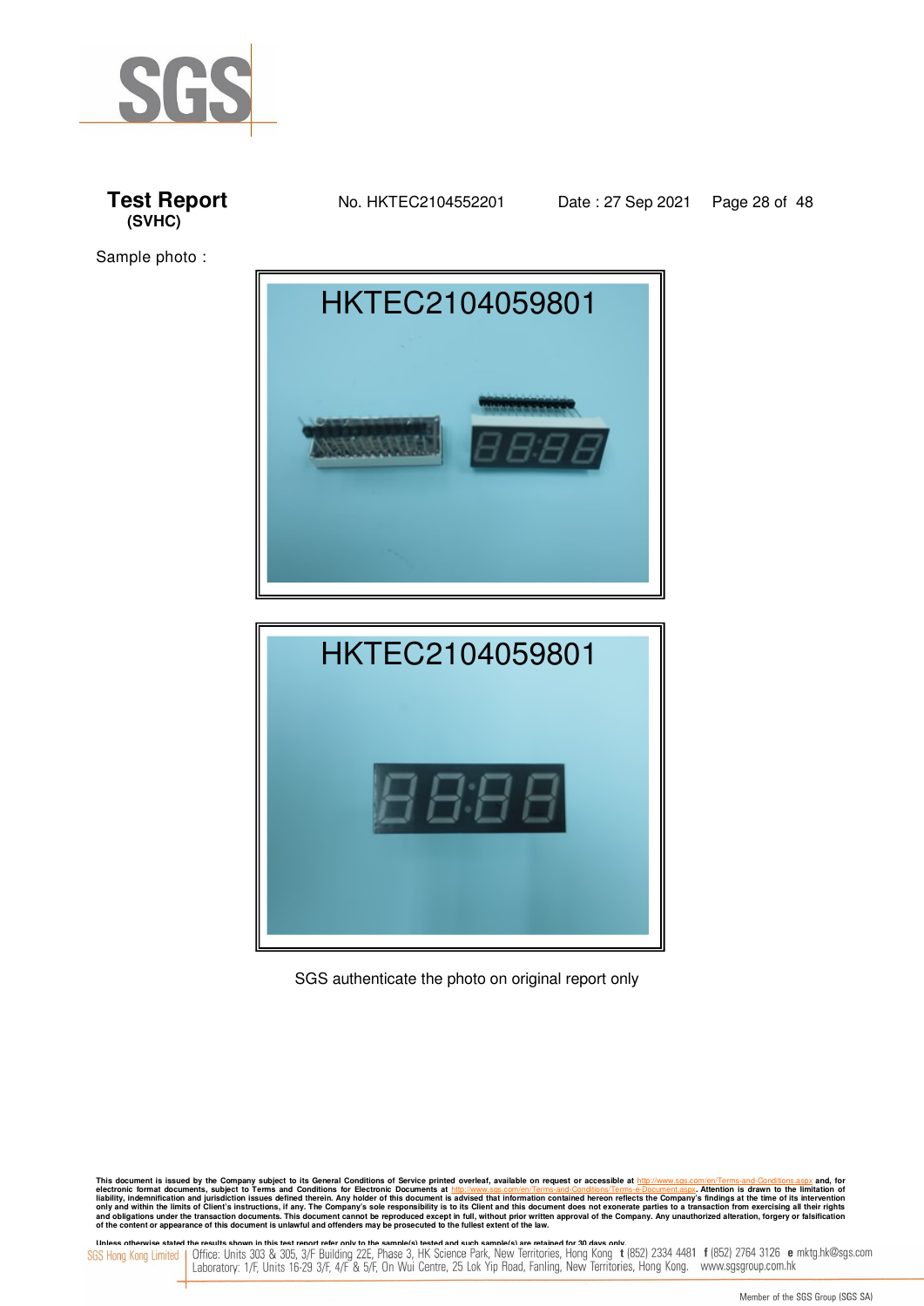Sample photo :

HKTEC2104059801

HKTEC2104059801

SGS authenticate the photo on original report only

This document is issued by the Company subject to its General Conditions of Service printed overleaf, available on request or accessible at http://www.sgs.com/en/Terms-and-Conditions.aspx and, for electronic format documents, subject to Terms and Conditions for Electronic Documents at http://www.sgs.com/en/Terms-and-Conditions/Terms-e-Document.aspx. Attention is drawn to the limitation of liability, indemnification and jurisdiction issues defined therein. Any holder of this document is advised that information contained hereon reflects the Company's findings at the time of its intervention only and within the limits of Client's instructions, if any. The Company's sole responsibility is to its Client and this document does not exonerate parties to a transaction from exercising all their rights and obligations under the transaction documents. This document cannot be reproduced except in full, without prior written approval of the Company. Any unauthorized alteration, forgery or falsification of the content or appearance of this document is unlawful and offenders may be prosecuted to the fullest extent of the law.

Unless otherwise stated the results shown in this test report refer only to the sample(s) tested and such sample(s) are retained for 30 days only.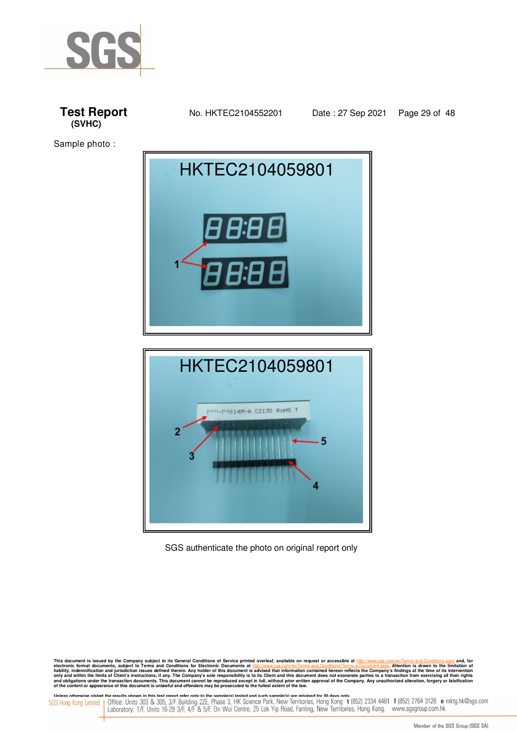**Test Report** No. HKTEC2104552201 Date : 27 Sep 2021
**(SVHC)**

Sample photo :

SGS authenticate the photo on original report only

This document is issued by the Company subject to its General Conditions of Service printed overleaf, available on request or accessible at http://www.sgs.com/en/Terms-and-Conditions.aspx and, for electronic format documents, subject to Terms and Conditions for Electronic Documents at http://www.sgs.com/en/Terms-and-Conditions/Terms-e-Document.aspx. Attention is drawn to the limitation of liability, indemnification and jurisdiction issues defined therein. Any holder of this document is advised that information contained hereon reflects the Company's findings at the time of its intervention only and within the limits of Client's instructions, if any. The Company's sole responsibility is to its Client and this document does not exonerate parties to a transaction from exercising all their rights and obligations under the transaction documents. This document cannot be reproduced except in full, without prior written approval of the Company. Any unauthorized alteration, forgery or falsification of the content or appearance of this document is unlawful and offenders may be prosecuted to the fullest extent of the law.

Unless otherwise stated the results shown in this test report refer only to the sample(s) tested and such sample(s) are retained for 30 days only.

SGS Hong Kong Limited | Office: Units 303 & 305, 3/F Building 22E, Phase 3, HK Science Park, New Territories, Hong Kong t (852) 2334 4481 f (852) 2764 3126 e mktg.hk@sgs.com
Laboratory: 1/F, Units 16-29 3/F, 4/F & 5/F, On Wui Centre, 25 Lok Yip Road, Fanling, New Territories, Hong Kong. www.sgsgroup.com.hk

Member of the SGS Group (SGS SA)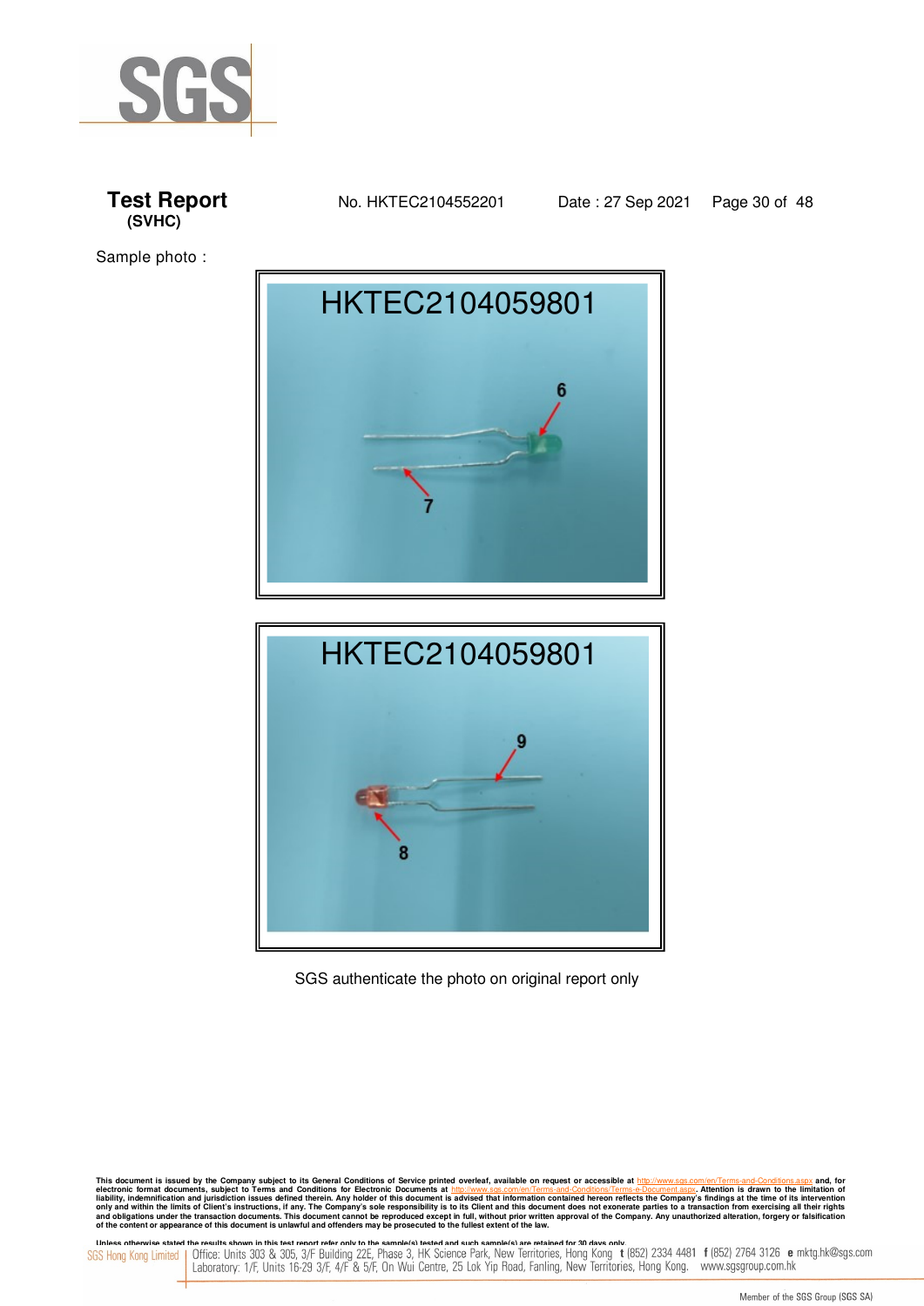**Test Report** No. HKTEC2104552201 Date : 27 Sep 2021

**(SVHC)**

Sample photo :

HKTEC2104059801

6

7

HKTEC2104059801

9

8

SGS authenticate the photo on original report only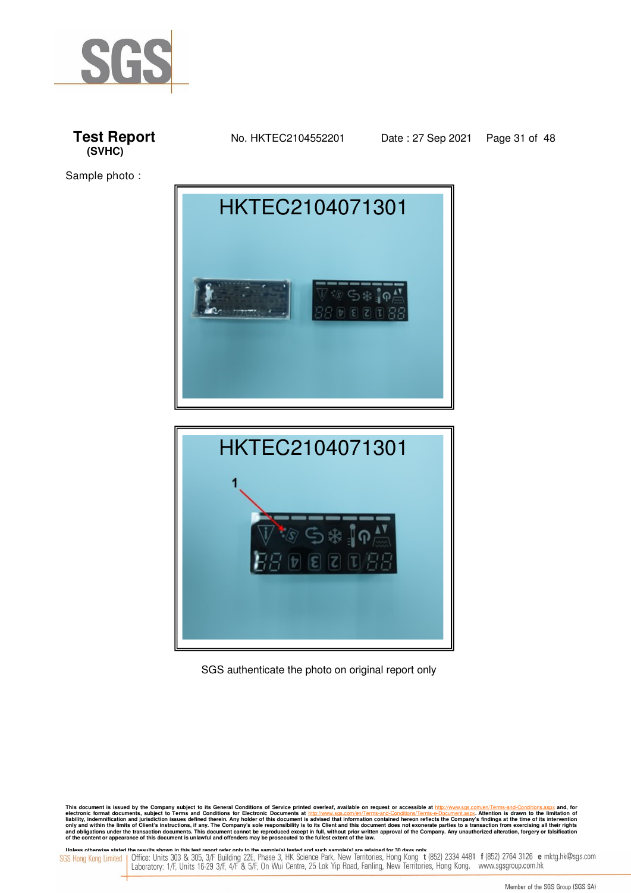**Test Report**
**(SVHC)**

No. HKTEC2104552201 Date : 27 Sep 2021

Sample photo :

HKTEC2104071301

HKTEC2104071301

1

SGS authenticate the photo on original report only

This document is issued by the Company subject to its General Conditions of Service printed overleaf, available on request or accessible at http://www.sgs.com/en/Terms-and-Conditions.aspx and, for electronic format documents, subject to Terms and Conditions for Electronic Documents at http://www.sgs.com/en/Terms-and-Conditions/Terms-e-Document.aspx. Attention is drawn to the limitation of liability, indemnification and jurisdiction issues defined therein. Any holder of this document is advised that information contained hereon reflects the Company's findings at the time of its intervention only and within the limits of Client's instructions, if any. The Company's sole responsibility is to its Client and this document does not exonerate parties to a transaction from exercising all their rights and obligations under the transaction documents. This document cannot be reproduced except in full, without prior written approval of the Company. Any unauthorized alteration, forgery or falsification of the content or appearance of this document is unlawful and offenders may be prosecuted to the fullest extent of the law.

Unless otherwise stated the results shown in this test report refer only to the sample(s) tested and such sample(s) are retained for 30 days only.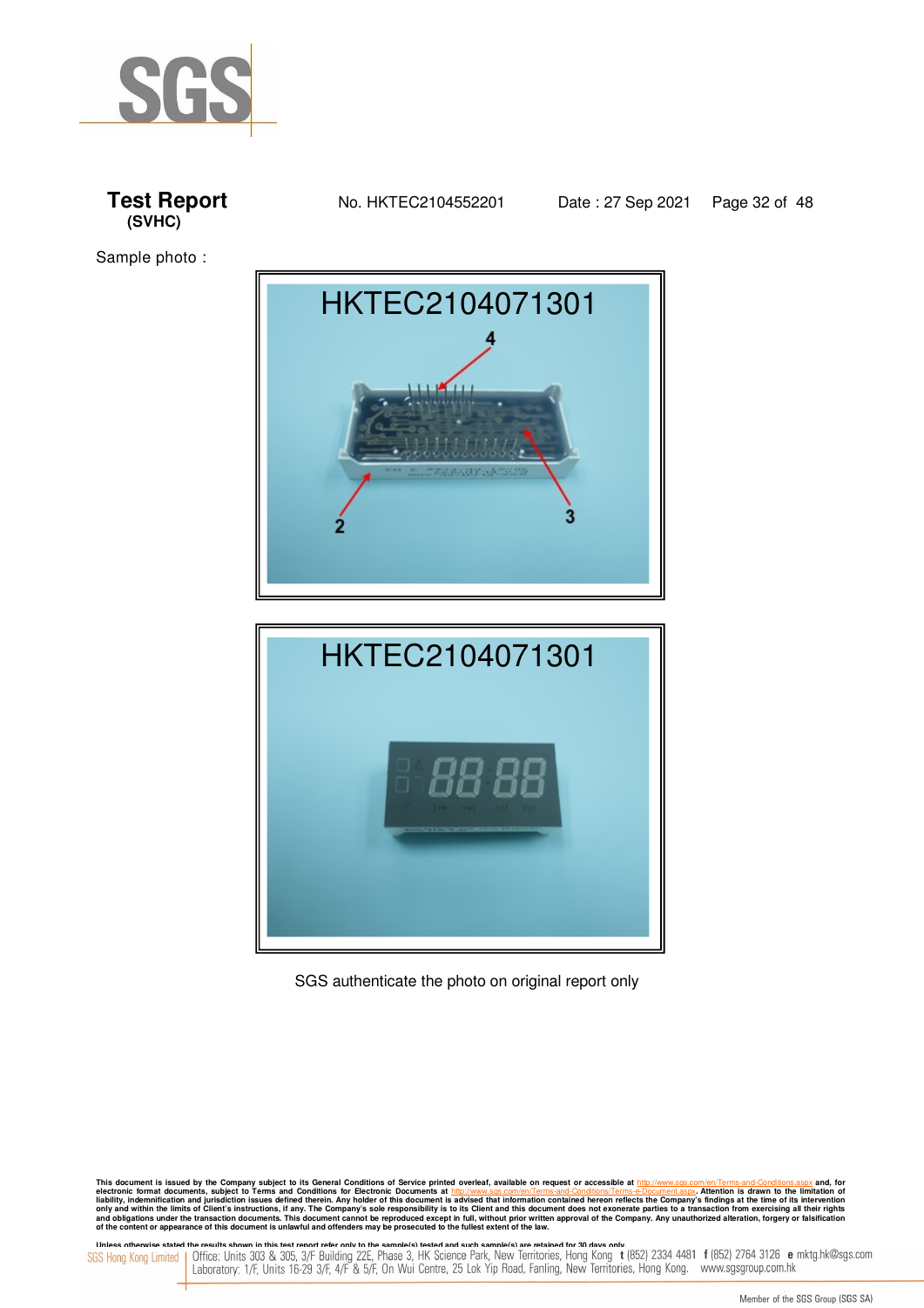**Test Report** No. HKTEC2104552201 Date : 27 Sep 2021
**(SVHC)**

Sample photo :

HKTEC2104071301

4

2

3

HKTEC2104071301

SGS authenticate the photo on original report only

This document is issued by the Company subject to its General Conditions of Service printed overleaf, available on request or accessible at http://www.sgs.com/en/Terms-and-Conditions.aspx and, for electronic format documents, subject to Terms and Conditions for Electronic Documents at http://www.sgs.com/en/Terms-and-Conditions/Terms-e-Document.aspx. Attention is drawn to the limitation of liability, indemnification and jurisdiction issues defined therein. Any holder of this document is advised that information contained hereon reflects the Company's findings at the time of its intervention only and within the limits of Client's instructions, if any. The Company's sole responsibility is to its Client and this document does not exonerate parties to a transaction from exercising all their rights and obligations under the transaction documents. This document cannot be reproduced except in full, without prior written approval of the Company. Any unauthorized alteration, forgery or falsification of the content or appearance of this document is unlawful and offenders may be prosecuted to the fullest extent of the law.

Unless otherwise stated the results shown in this test report refer only to the sample(s) tested and such sample(s) are retained for 30 days only.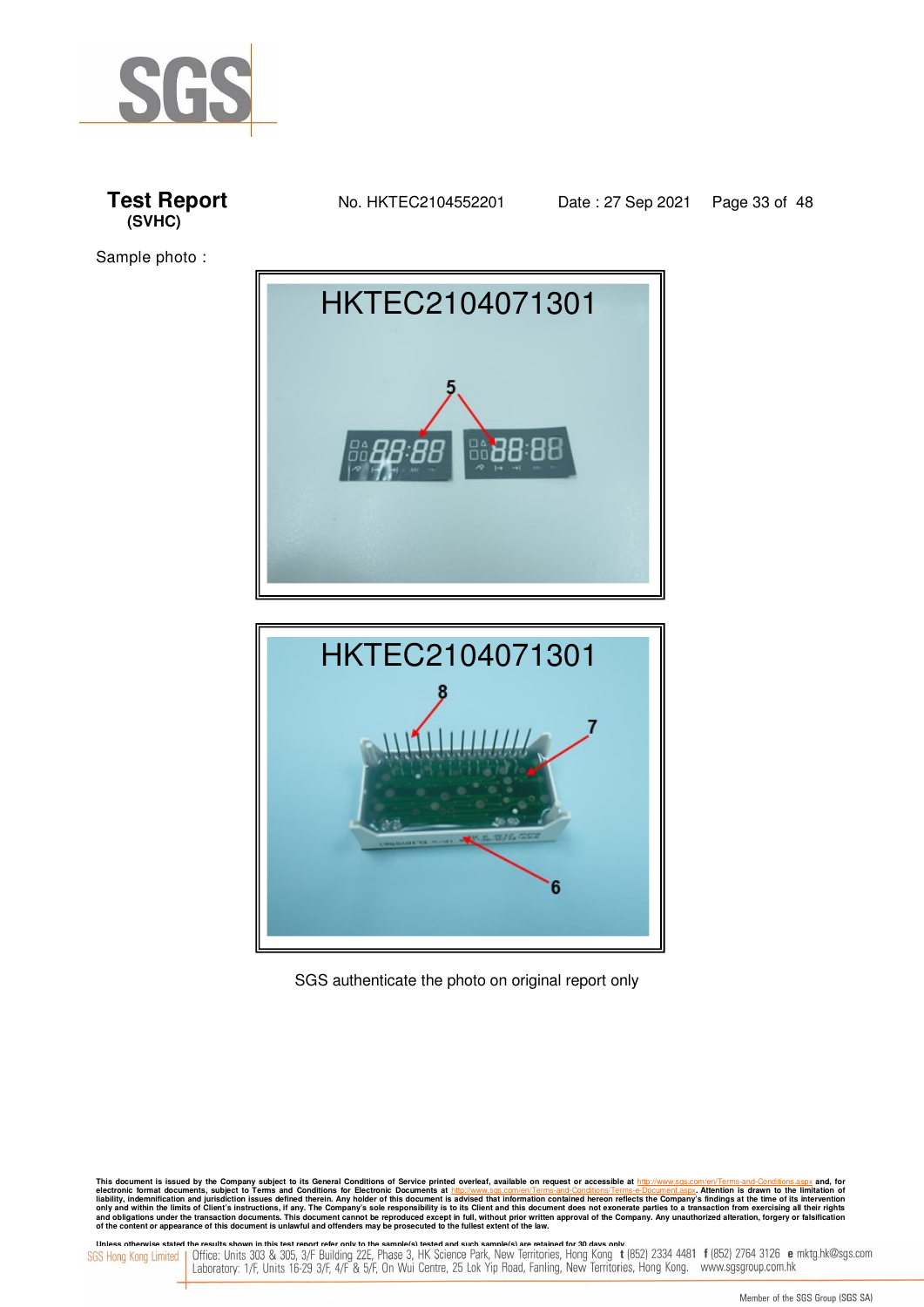**Test Report**
**(SVHC)**

No. HKTEC2104552201 Date : 27 Sep 2021

Sample photo :

HKTEC2104071301

HKTEC2104071301

SGS authenticate the photo on original report only

This document is issued by the Company subject to its General Conditions of Service printed overleaf, available on request or accessible at http://www.sgs.com/en/Terms-and-Conditions.aspx and, for electronic format documents, subject to Terms and Conditions for Electronic Documents at http://www.sgs.com/en/Terms-and-Conditions/Terms-e-Document.aspx. Attention is drawn to the limitation of liability, indemnification and jurisdiction issues defined therein. Any holder of this document is advised that information contained hereon reflects the Company's findings at the time of its intervention only and within the limits of Client's instructions, if any. The Company's sole responsibility is to its Client and this document does not exonerate parties to a transaction from exercising all their rights and obligations under the transaction documents. This document cannot be reproduced except in full, without prior written approval of the Company. Any unauthorized alteration, forgery or falsification of the content or appearance of this document is unlawful and offenders may be prosecuted to the fullest extent of the law.

Unless otherwise stated the results shown in this test report refer only to the sample(s) tested and such sample(s) are retained for 30 days only.

SGS Hong Kong Limited | Office: Units 303 & 305, 3/F Building 22E, Phase 3, HK Science Park, New Territories, Hong Kong t (852) 2334 4481 f (852) 2764 3126 e mktg.hk@sgs.com
Laboratory: 1/F, Units 16-29 3/F, 4/F & 5/F, On Wui Centre, 25 Lok Yip Road, Fanling, New Territories, Hong Kong. www.sgsgroup.com.hk

Member of the SGS Group (SGS SA)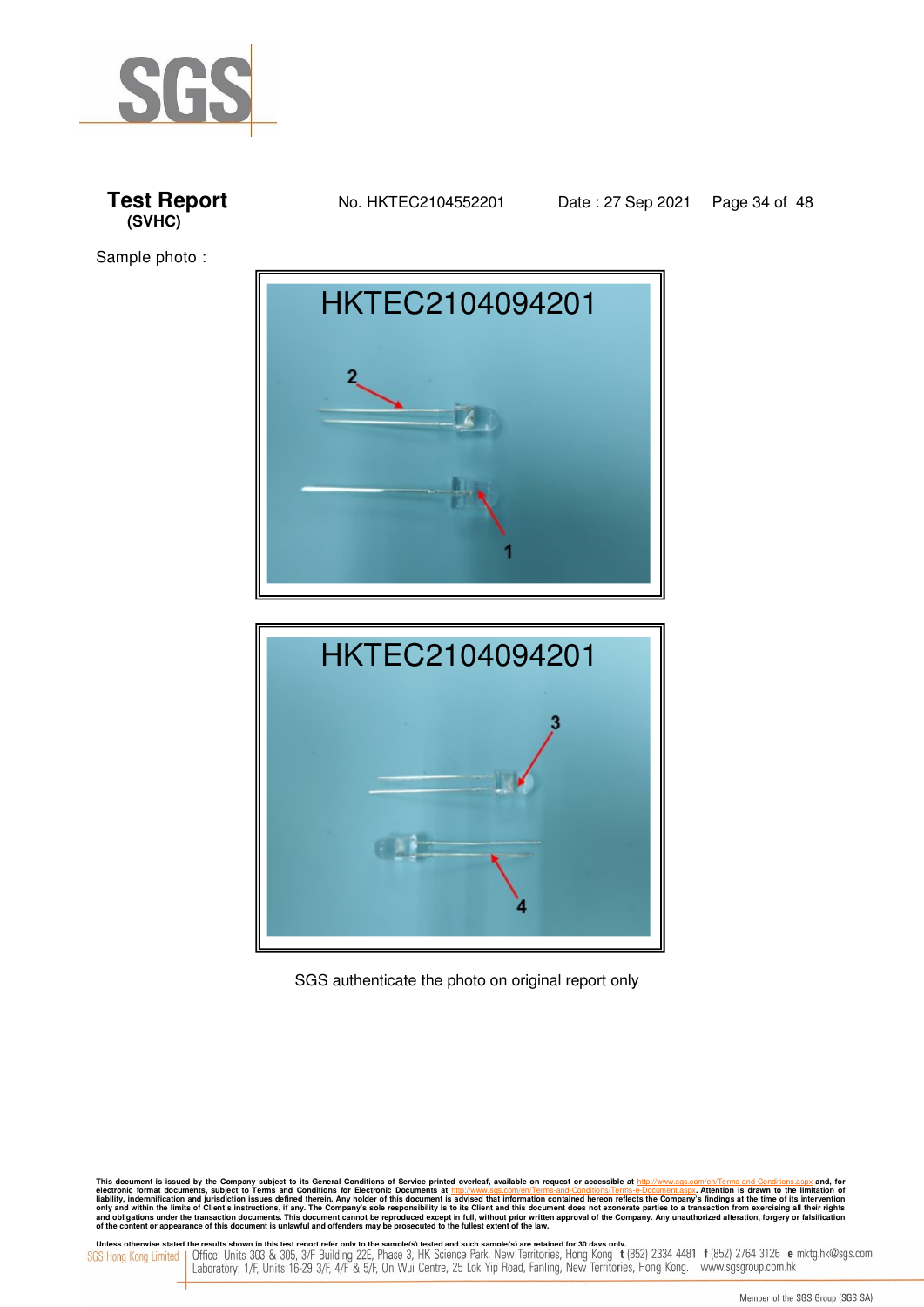# Test Report
**(SVHC)**

No. HKTEC2104552201 Date : 27 Sep 2021

Sample photo :

SGS authenticate the photo on original report only

This document is issued by the Company subject to its General Conditions of Service printed overleaf, available on request or accessible at http://www.sgs.com/en/Terms-and-Conditions.aspx and, for electronic format documents, subject to Terms and Conditions for Electronic Documents at http://www.sgs.com/en/Terms-and-Conditions/Terms-e-Document.aspx. Attention is drawn to the limitation of liability, indemnification and jurisdiction issues defined therein. Any holder of this document is advised that information contained hereon reflects the Company's findings at the time of its intervention only and within the limits of Client's instructions, if any. The Company's sole responsibility is to its Client and this document does not exonerate parties to a transaction from exercising all their rights and obligations under the transaction documents. This document cannot be reproduced except in full, without prior written approval of the Company. Any unauthorized alteration, forgery or falsification of the content or appearance of this document is unlawful and offenders may be prosecuted to the fullest extent of the law.

Unless otherwise stated the results shown in this test report refer only to the sample(s) tested and such sample(s) are retained for 30 days only.

SGS Hong Kong Limited | Office: Units 303 & 305, 3/F Building 22E, Phase 3, HK Science Park, New Territories, Hong Kong t (852) 2334 4481 f (852) 2764 3126 e mktg.hk@sgs.com
Laboratory: 1/F, Units 16-29 3/F, 4/F & 5/F, On Wui Centre, 25 Lok Yip Road, Fanling, New Territories, Hong Kong. www.sgsgroup.com.hk

Member of the SGS Group (SGS SA)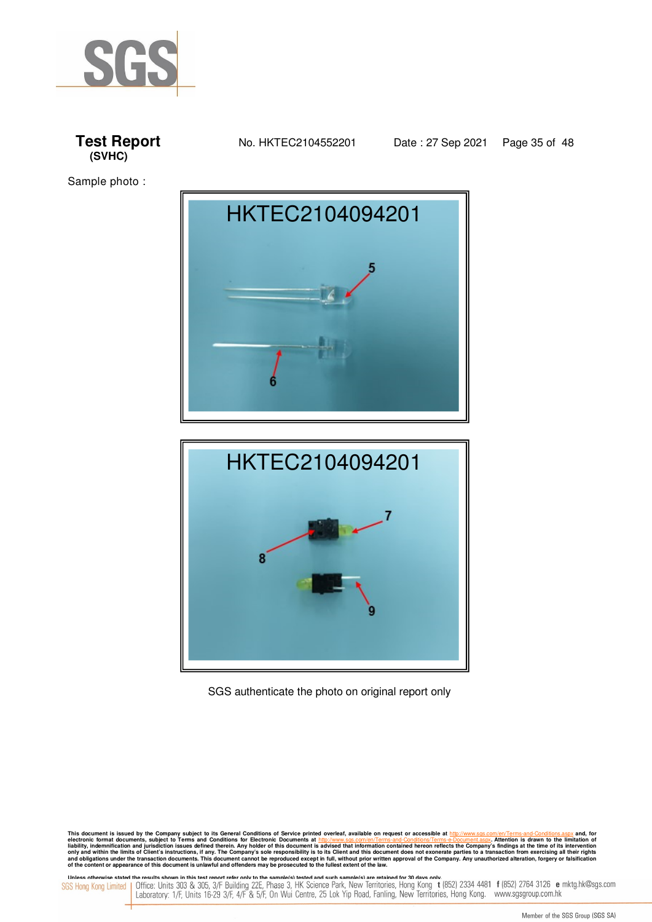**Test Report** No. HKTEC2104552201 Date : 27 Sep 2021
**(SVHC)**

Sample photo :

HKTEC2104094201

HKTEC2104094201

SGS authenticate the photo on original report only

This document is issued by the Company subject to its General Conditions of Service printed overleaf, available on request or accessible at http://www.sgs.com/en/Terms-and-Conditions.aspx and, for electronic format documents, subject to Terms and Conditions for Electronic Documents at http://www.sgs.com/en/Terms-and-Conditions/Terms-e-Document.aspx. Attention is drawn to the limitation of liability, indemnification and jurisdiction issues defined therein. Any holder of this document is advised that information contained hereon reflects the Company's findings at the time of its intervention only and within the limits of Client's instructions, if any. The Company's sole responsibility is to its Client and this document does not exonerate parties to a transaction from exercising all their rights and obligations under the transaction documents. This document cannot be reproduced except in full, without prior written approval of the Company. Any unauthorized alteration, forgery or falsification of the content or appearance of this document is unlawful and offenders may be prosecuted to the fullest extent of the law.

Unless otherwise stated the results shown in this test report refer only to the sample(s) tested and such sample(s) are retained for 30 days only.

SGS Hong Kong Limited | Office: Units 303 & 305, 3/F Building 22E, Phase 3, HK Science Park, New Territories, Hong Kong t (852) 2334 4481 f (852) 2764 3126 e mktg.hk@sgs.com
Laboratory: 1/F, Units 16-29 3/F, 4/F & 5/F, On Wui Centre, 25 Lok Yip Road, Fanling, New Territories, Hong Kong. www.sgsgroup.com.hk

Member of the SGS Group (SGS SA)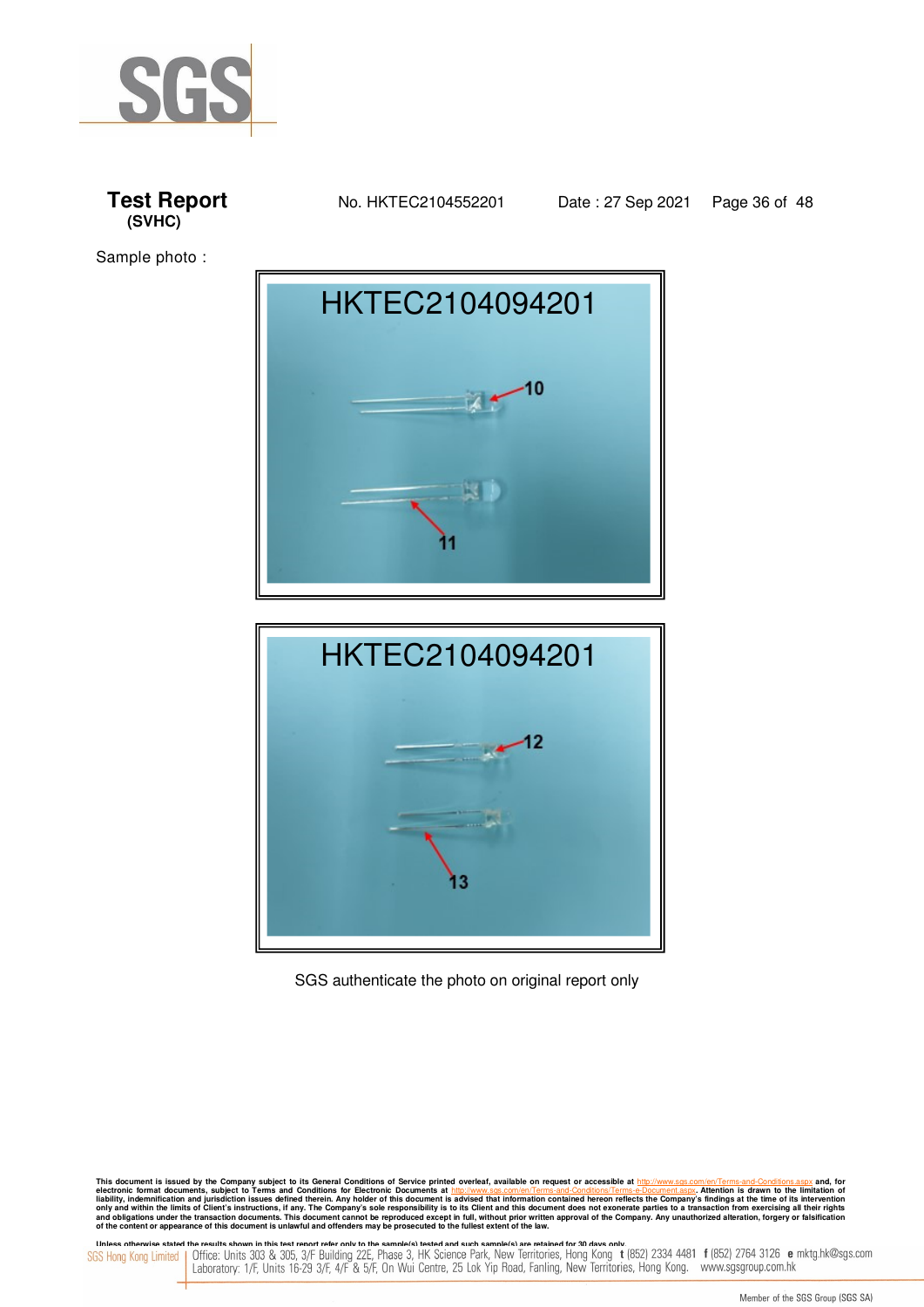# Test Report
**(SVHC)**

No. HKTEC2104552201 Date : 27 Sep 2021

Sample photo :

HKTEC2104094201

10

11

HKTEC2104094201

12

13

SGS authenticate the photo on original report only

This document is issued by the Company subject to its General Conditions of Service printed overleaf, available on request or accessible at http://www.sgs.com/en/Terms-and-Conditions.aspx and, for electronic format documents, subject to Terms and Conditions for Electronic Documents at http://www.sgs.com/en/Terms-and-Conditions/Terms-e-Document.aspx. Attention is drawn to the limitation of liability, indemnification and jurisdiction issues defined therein. Any holder of this document is advised that information contained hereon reflects the Company's findings at the time of its intervention only and within the limits of Client's instructions, if any. The Company's sole responsibility is to its Client and this document does not exonerate parties to a transaction from exercising all their rights and obligations under the transaction documents. This document cannot be reproduced except in full, without prior written approval of the Company. Any unauthorized alteration, forgery or falsification of the content or appearance of this document is unlawful and offenders may be prosecuted to the fullest extent of the law.

Unless otherwise stated the results shown in this test report refer only to the sample(s) tested and such sample(s) are retained for 30 days only.

SGS Hong Kong Limited | Office: Units 303 & 305, 3/F Building 22E, Phase 3, HK Science Park, New Territories, Hong Kong t (852) 2334 4481 f (852) 2764 3126 e mktg.hk@sgs.com
Laboratory: 1/F, Units 16-29 3/F, 4/F & 5/F, On Wui Centre, 25 Lok Yip Road, Fanling, New Territories, Hong Kong. www.sgsgroup.com.hk

Member of the SGS Group (SGS SA)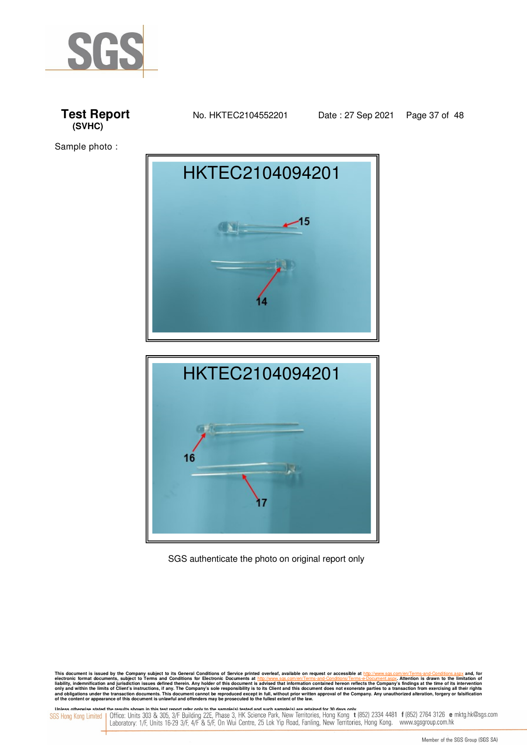# Test Report
**(SVHC)**

No. HKTEC2104552201 Date : 27 Sep 2021

Sample photo :

HKTEC2104094201

15

14

HKTEC2104094201

16

17

SGS authenticate the photo on original report only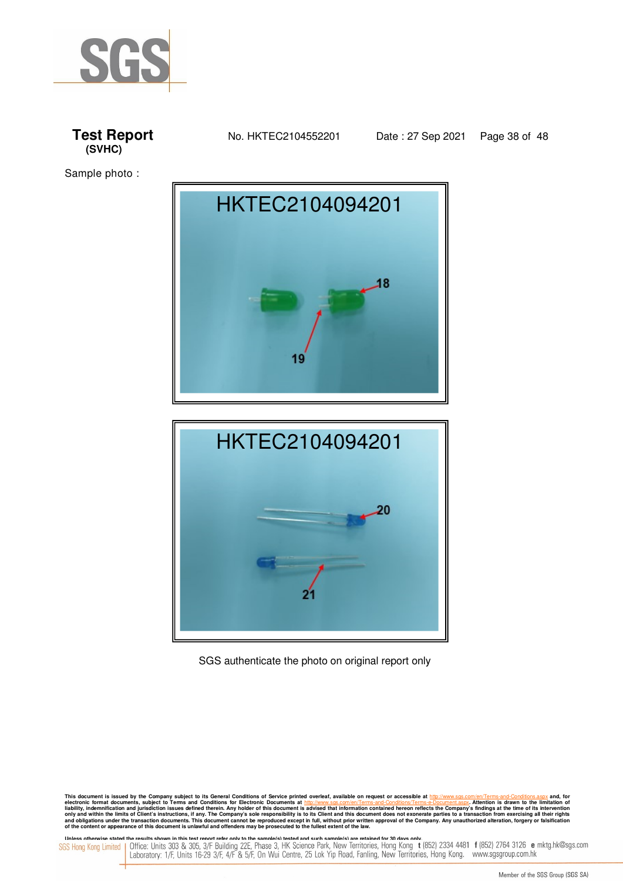# Test Report
**(SVHC)**

No. HKTEC2104552201 Date : 27 Sep 2021

Sample photo :

HKTEC2104094201

18

19

HKTEC2104094201

20

21

SGS authenticate the photo on original report only

This document is issued by the Company subject to its General Conditions of Service printed overleaf, available on request or accessible at http://www.sgs.com/en/Terms-and-Conditions.aspx and, for electronic format documents, subject to Terms and Conditions for Electronic Documents at http://www.sgs.com/en/Terms-and-Conditions/Terms-e-Document.aspx. Attention is drawn to the limitation of liability, indemnification and jurisdiction issues defined therein. Any holder of this document is advised that information contained hereon reflects the Company's findings at the time of its intervention only and within the limits of Client's instructions, if any. The Company's sole responsibility is to its Client and this document does not exonerate parties to a transaction from exercising all their rights and obligations under the transaction documents. This document cannot be reproduced except in full, without prior written approval of the Company. Any unauthorized alteration, forgery or falsification of the content or appearance of this document is unlawful and offenders may be prosecuted to the fullest extent of the law.

Unless otherwise stated the results shown in this test report refer only to the sample(s) tested and such sample(s) are retained for 30 days only.

SGS Hong Kong Limited | Office: Units 303 & 305, 3/F Building 22E, Phase 3, HK Science Park, New Territories, Hong Kong t (852) 2334 4481 f (852) 2764 3126 e mktg.hk@sgs.com
Laboratory: 1/F, Units 16-29 3/F, 4/F & 5/F, On Wui Centre, 25 Lok Yip Road, Fanling, New Territories, Hong Kong. www.sgsgroup.com.hk

Member of the SGS Group (SGS SA)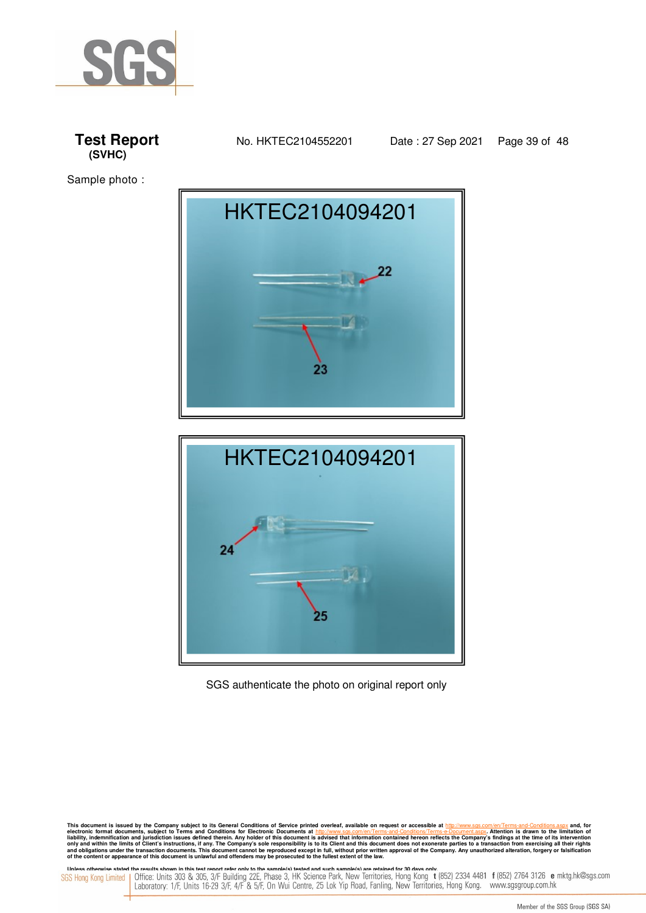**Test Report** No. HKTEC2104552201 Date : 27 Sep 2021
**(SVHC)**

Sample photo :

HKTEC2104094201

22

23

HKTEC2104094201

24

25

SGS authenticate the photo on original report only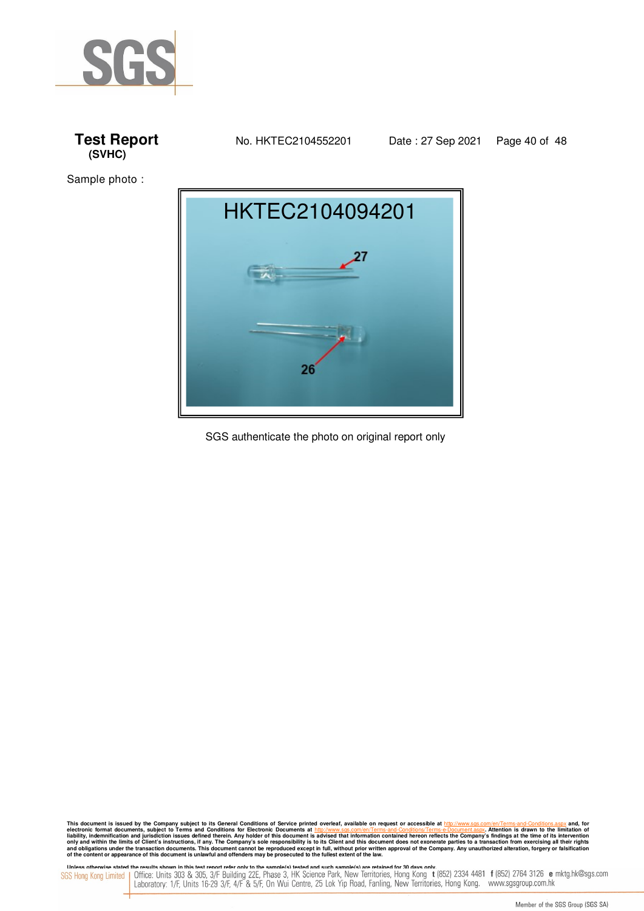**Test Report** No. HKTEC2104552201 Date : 27 Sep 2021
**(SVHC)**

Sample photo :

SGS authenticate the photo on original report only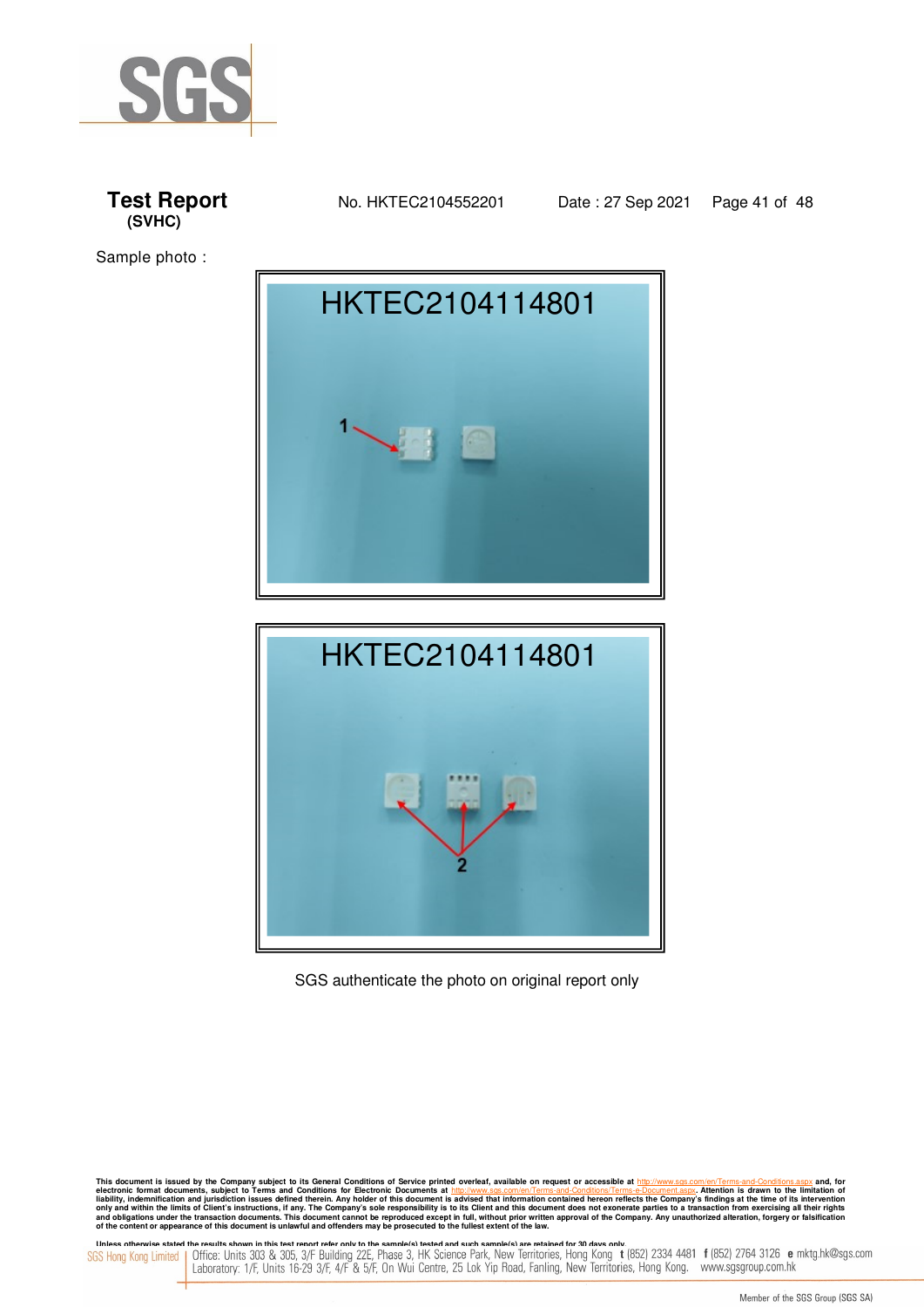**Test Report**
**(SVHC)**

No. HKTEC2104552201    Date : 27 Sep 2021

Sample photo :

HKTEC2104114801

1

HKTEC2104114801

2

SGS authenticate the photo on original report only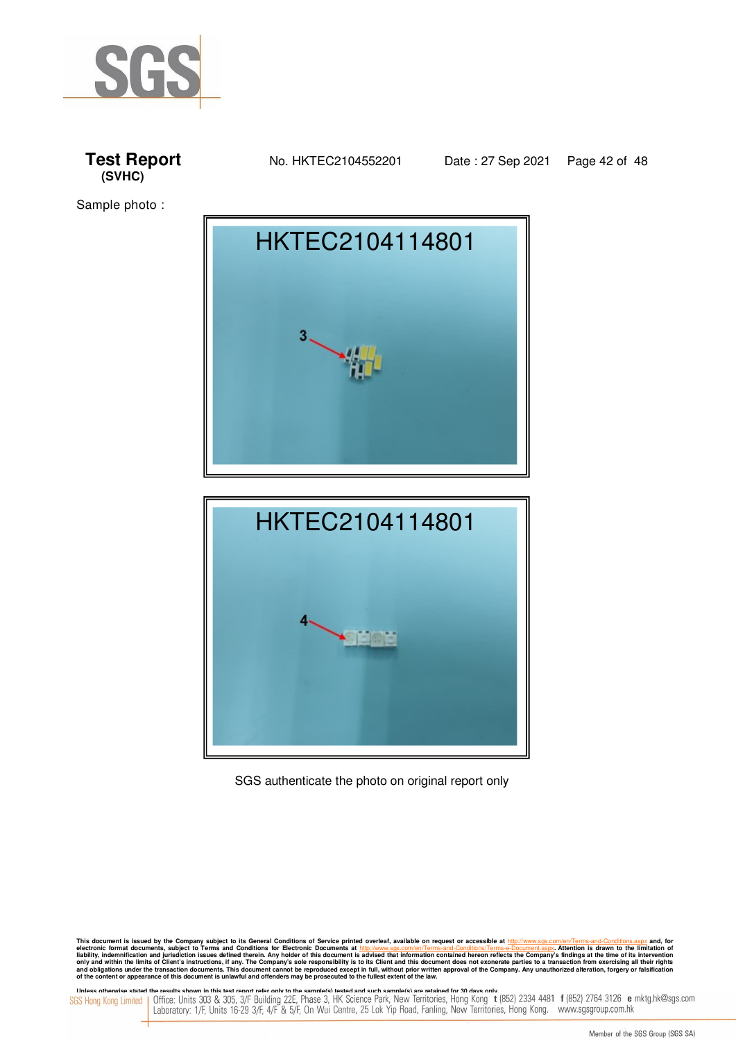**Test Report** No. HKTEC2104552201 Date : 27 Sep 2021
**(SVHC)**

Sample photo :

SGS authenticate the photo on original report only

This document is issued by the Company subject to its General Conditions of Service printed overleaf, available on request or accessible at http://www.sgs.com/en/Terms-and-Conditions.aspx and, for electronic format documents, subject to Terms and Conditions for Electronic Documents at http://www.sgs.com/en/Terms-and-Conditions/Terms-e-Document.aspx. Attention is drawn to the limitation of liability, indemnification and jurisdiction issues defined therein. Any holder of this document is advised that information contained hereon reflects the Company's findings at the time of its intervention only and within the limits of Client's instructions, if any. The Company's sole responsibility is to its Client and this document does not exonerate parties to a transaction from exercising all their rights and obligations under the transaction documents. This document cannot be reproduced except in full, without prior written approval of the Company. Any unauthorized alteration, forgery or falsification of the content or appearance of this document is unlawful and offenders may be prosecuted to the fullest extent of the law.

Unless otherwise stated the results shown in this test report refer only to the sample(s) tested and such sample(s) are retained for 30 days only.

SGS Hong Kong Limited | Office: Units 303 & 305, 3/F Building 22E, Phase 3, HK Science Park, New Territories, Hong Kong t (852) 2334 4481 f (852) 2764 3126 e mktg.hk@sgs.com
Laboratory: 1/F, Units 16-29 3/F, 4/F & 5/F, On Wui Centre, 25 Lok Yip Road, Fanling, New Territories, Hong Kong. www.sgsgroup.com.hk

Member of the SGS Group (SGS SA)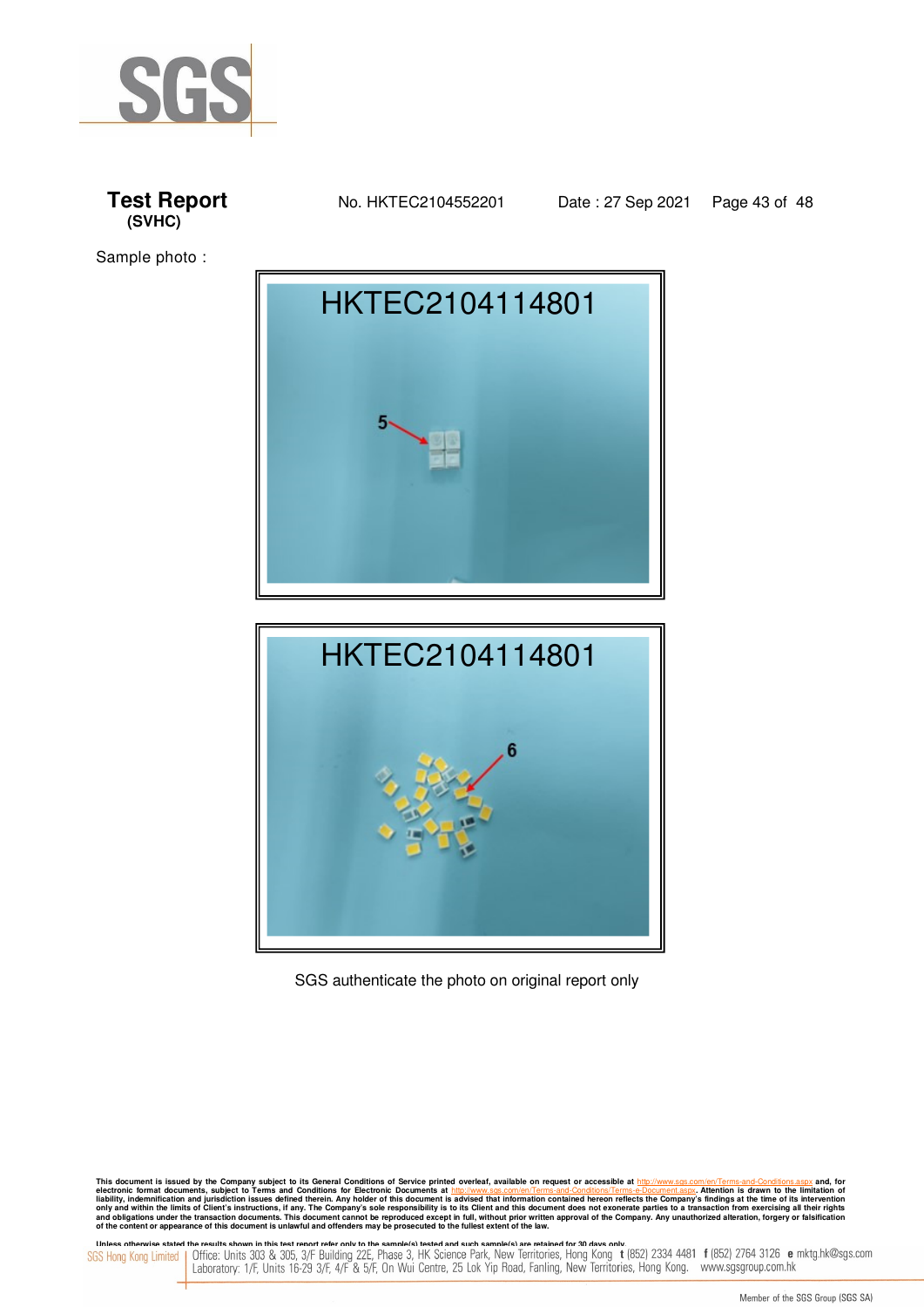# Test Report
**(SVHC)**

No. HKTEC2104552201 Date : 27 Sep 2021

Sample photo :

HKTEC2104114801

5

HKTEC2104114801

6

SGS authenticate the photo on original report only

This document is issued by the Company subject to its General Conditions of Service printed overleaf, available on request or accessible at http://www.sgs.com/en/Terms-and-Conditions.aspx and, for electronic format documents, subject to Terms and Conditions for Electronic Documents at http://www.sgs.com/en/Terms-and-Conditions/Terms-e-Document.aspx. Attention is drawn to the limitation of liability, indemnification and jurisdiction issues defined therein. Any holder of this document is advised that information contained hereon reflects the Company's findings at the time of its intervention only and within the limits of Client's instructions, if any. The Company's sole responsibility is to its Client and this document does not exonerate parties to a transaction from exercising all their rights and obligations under the transaction documents. This document cannot be reproduced except in full, without prior written approval of the Company. Any unauthorized alteration, forgery or falsification of the content or appearance of this document is unlawful and offenders may be prosecuted to the fullest extent of the law.

Unless otherwise stated the results shown in this test report refer only to the sample(s) tested and such sample(s) are retained for 30 days only.

SGS Hong Kong Limited | Office: Units 303 & 305, 3/F Building 22E, Phase 3, HK Science Park, New Territories, Hong Kong t (852) 2334 4481 f (852) 2764 3126 e mktg.hk@sgs.com
Laboratory: 1/F, Units 16-29 3/F, 4/F & 5/F, On Wui Centre, 25 Lok Yip Road, Fanling, New Territories, Hong Kong. www.sgsgroup.com.hk

Member of the SGS Group (SGS SA)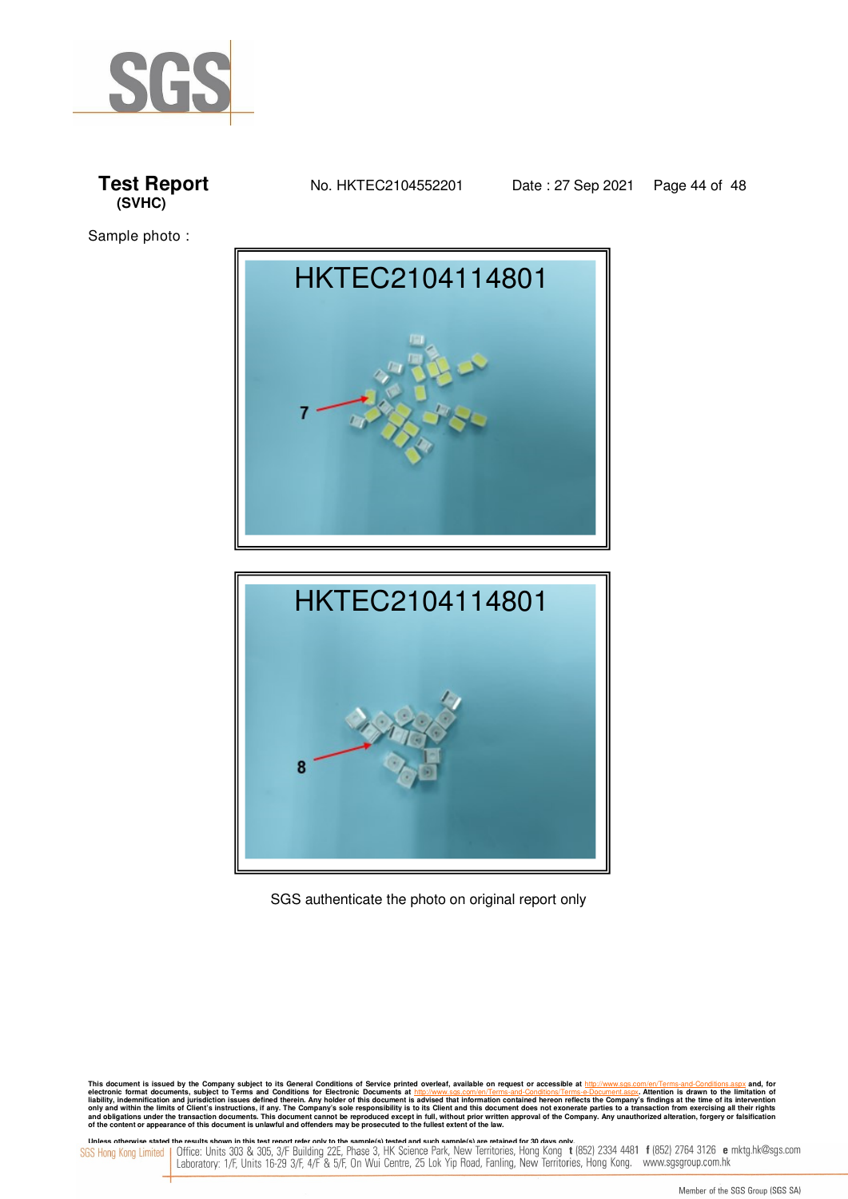# Test Report
**(SVHC)**

No. HKTEC2104552201 Date : 27 Sep 2021

Sample photo :

HKTEC2104114801

7

HKTEC2104114801

8

SGS authenticate the photo on original report only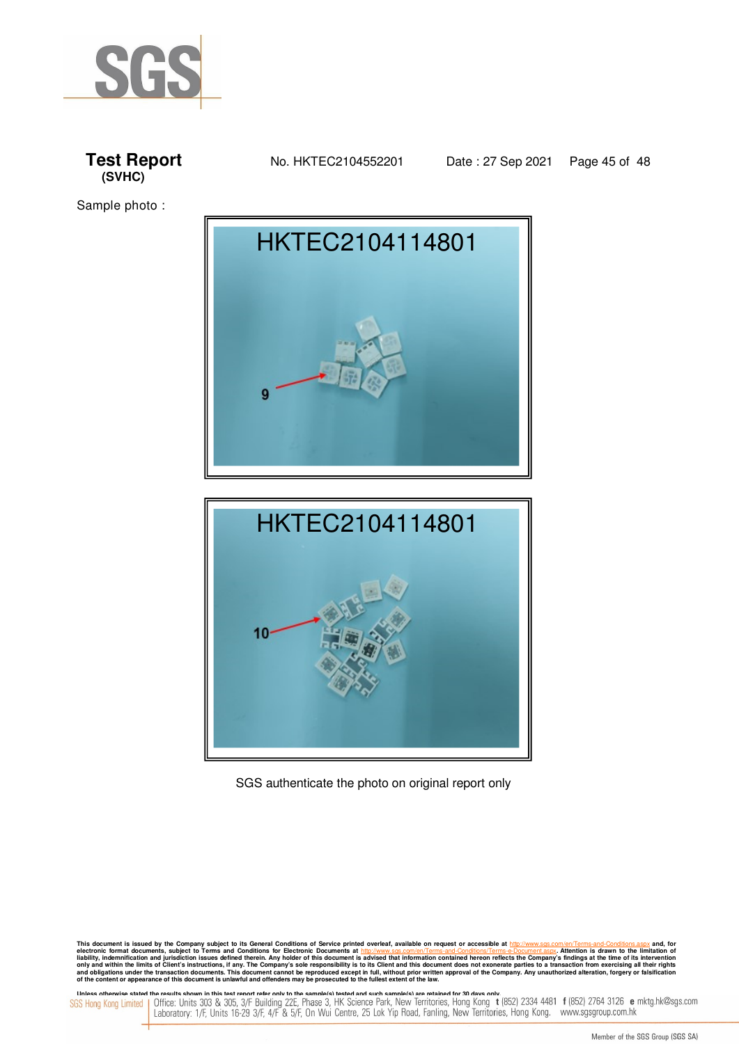Sample photo :

HKTEC2104114801

9

HKTEC2104114801

10

SGS authenticate the photo on original report only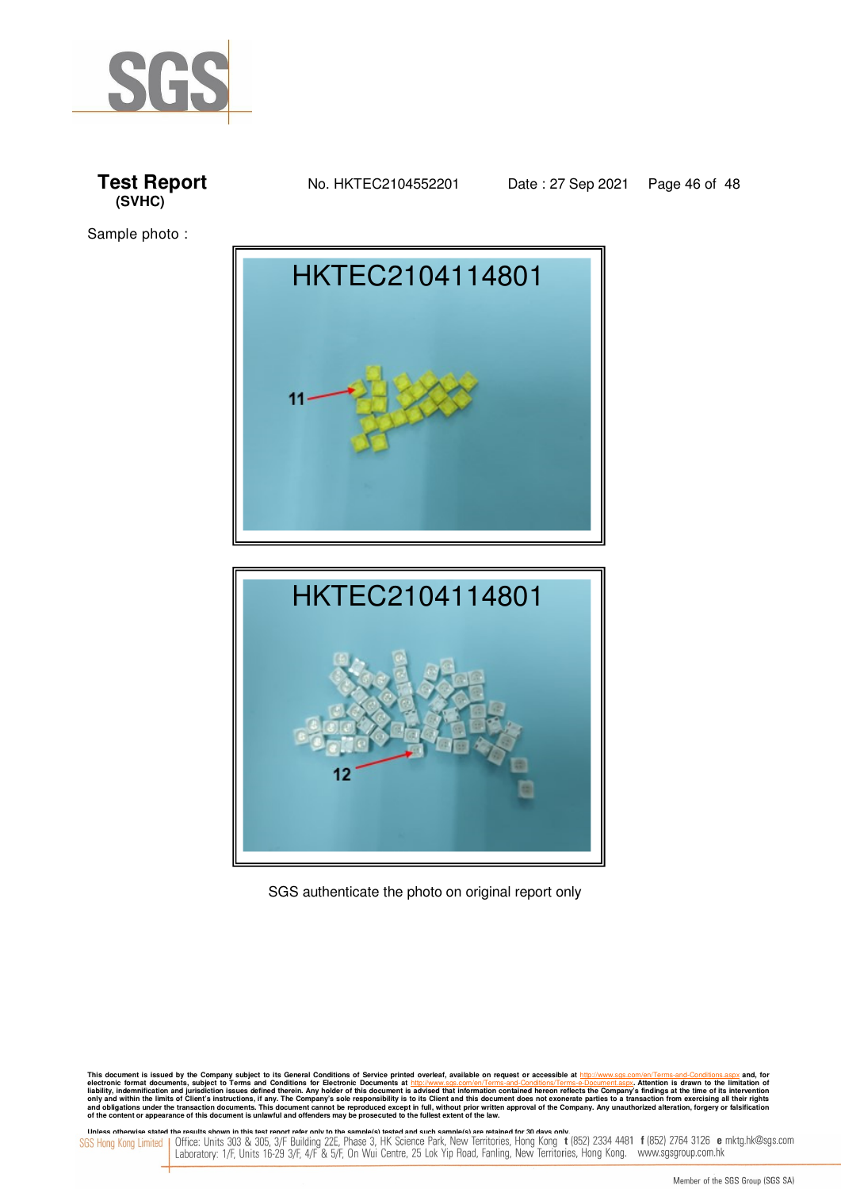**Test Report**
**(SVHC)**

No. HKTEC2104552201 Date : 27 Sep 2021

Sample photo :

SGS authenticate the photo on original report only

This document is issued by the Company subject to its General Conditions of Service printed overleaf, available on request or accessible at http://www.sgs.com/en/Terms-and-Conditions.aspx and, for electronic format documents, subject to Terms and Conditions for Electronic Documents at http://www.sgs.com/en/Terms-and-Conditions/Terms-e-Document.aspx. Attention is drawn to the limitation of liability, indemnification and jurisdiction issues defined therein. Any holder of this document is advised that information contained hereon reflects the Company's findings at the time of its intervention only and within the limits of Client's instructions, if any. The Company's sole responsibility is to its Client and this document does not exonerate parties to a transaction from exercising all their rights and obligations under the transaction documents. This document cannot be reproduced except in full, without prior written approval of the Company. Any unauthorized alteration, forgery or falsification of the content or appearance of this document is unlawful and offenders may be prosecuted to the fullest extent of the law.

Unless otherwise stated the results shown in this test report refer only to the sample(s) tested and such sample(s) are retained for 30 days only.

SGS Hong Kong Limited | Office: Units 303 & 305, 3/F Building 22E, Phase 3, HK Science Park, New Territories, Hong Kong t (852) 2334 4481 f (852) 2764 3126 e mktg.hk@sgs.com
Laboratory: 1/F, Units 16-29 3/F, 4/F & 5/F, On Wui Centre, 25 Lok Yip Road, Fanling, New Territories, Hong Kong. www.sgsgroup.com.hk

Member of the SGS Group (SGS SA)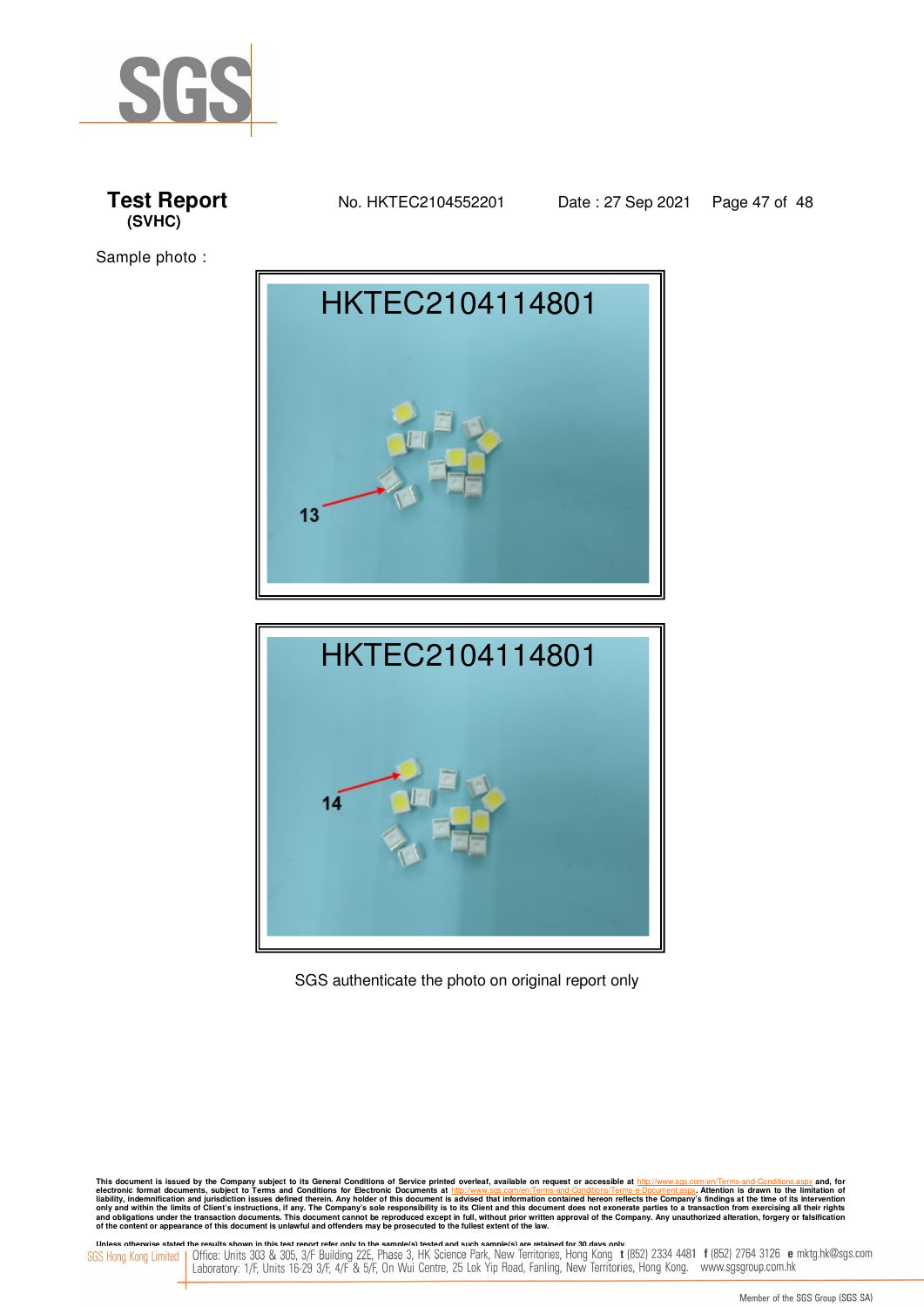**Test Report**
**(SVHC)**

No. HKTEC2104552201 Date : 27 Sep 2021

Sample photo :

HKTEC2104114801

13

HKTEC2104114801

14

SGS authenticate the photo on original report only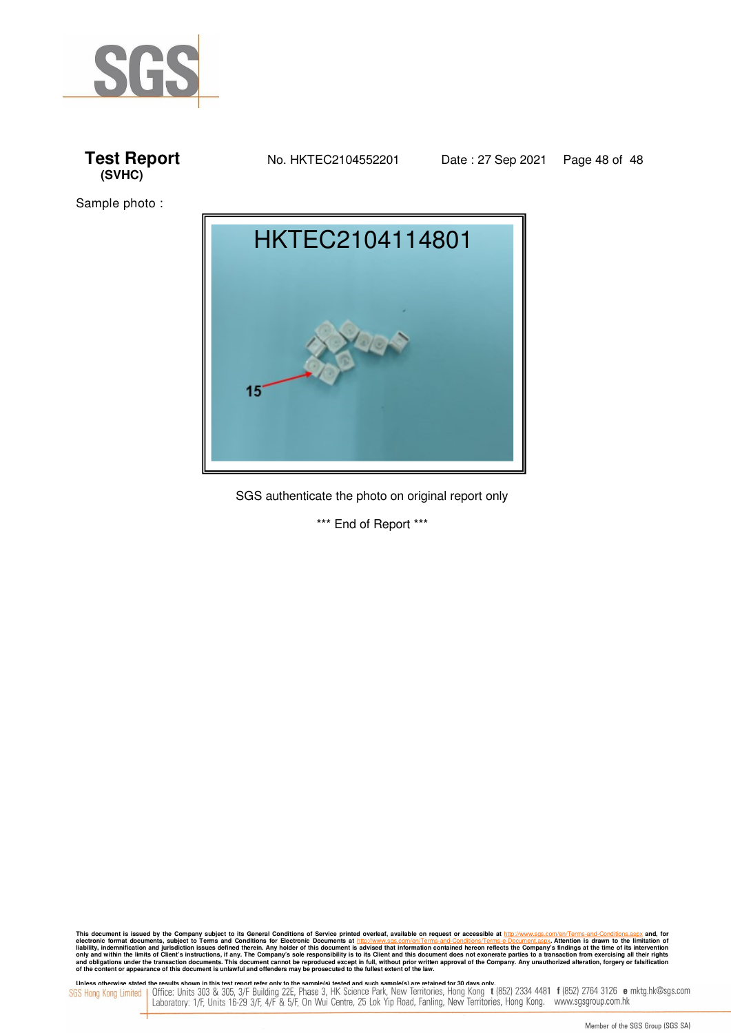**Test Report** No. HKTEC2104552201 Date : 27 Sep 2021
**(SVHC)**

Sample photo :

HKTEC2104114801

15

SGS authenticate the photo on original report only

*** End of Report ***

This document is issued by the Company subject to its General Conditions of Service printed overleaf, available on request or accessible at http://www.sgs.com/en/Terms-and-Conditions.aspx and, for electronic format documents, subject to Terms and Conditions for Electronic Documents at http://www.sgs.com/en/Terms-and-Conditions/Terms-e-Document.aspx. Attention is drawn to the limitation of liability, indemnification and jurisdiction issues defined therein. Any holder of this document is advised that information contained hereon reflects the Company's findings at the time of its intervention only and within the limits of Client's instructions, if any. The Company's sole responsibility is to its Client and this document does not exonerate parties to a transaction from exercising all their rights and obligations under the transaction documents. This document cannot be reproduced except in full, without prior written approval of the Company. Any unauthorized alteration, forgery or falsification of the content or appearance of this document is unlawful and offenders may be prosecuted to the fullest extent of the law.

Unless otherwise stated the results shown in this test report refer only to the sample(s) tested and such sample(s) are retained for 30 days only.

SGS Hong Kong Limited | Office: Units 303 & 305, 3/F Building 22E, Phase 3, HK Science Park, New Territories, Hong Kong t (852) 2334 4481 f (852) 2764 3126 e mktg.hk@sgs.com
Laboratory: 1/F, Units 16-29 3/F, 4/F & 5/F, On Wui Centre, 25 Lok Yip Road, Fanling, New Territories, Hong Kong. www.sgsgroup.com.hk

Member of the SGS Group (SGS SA)